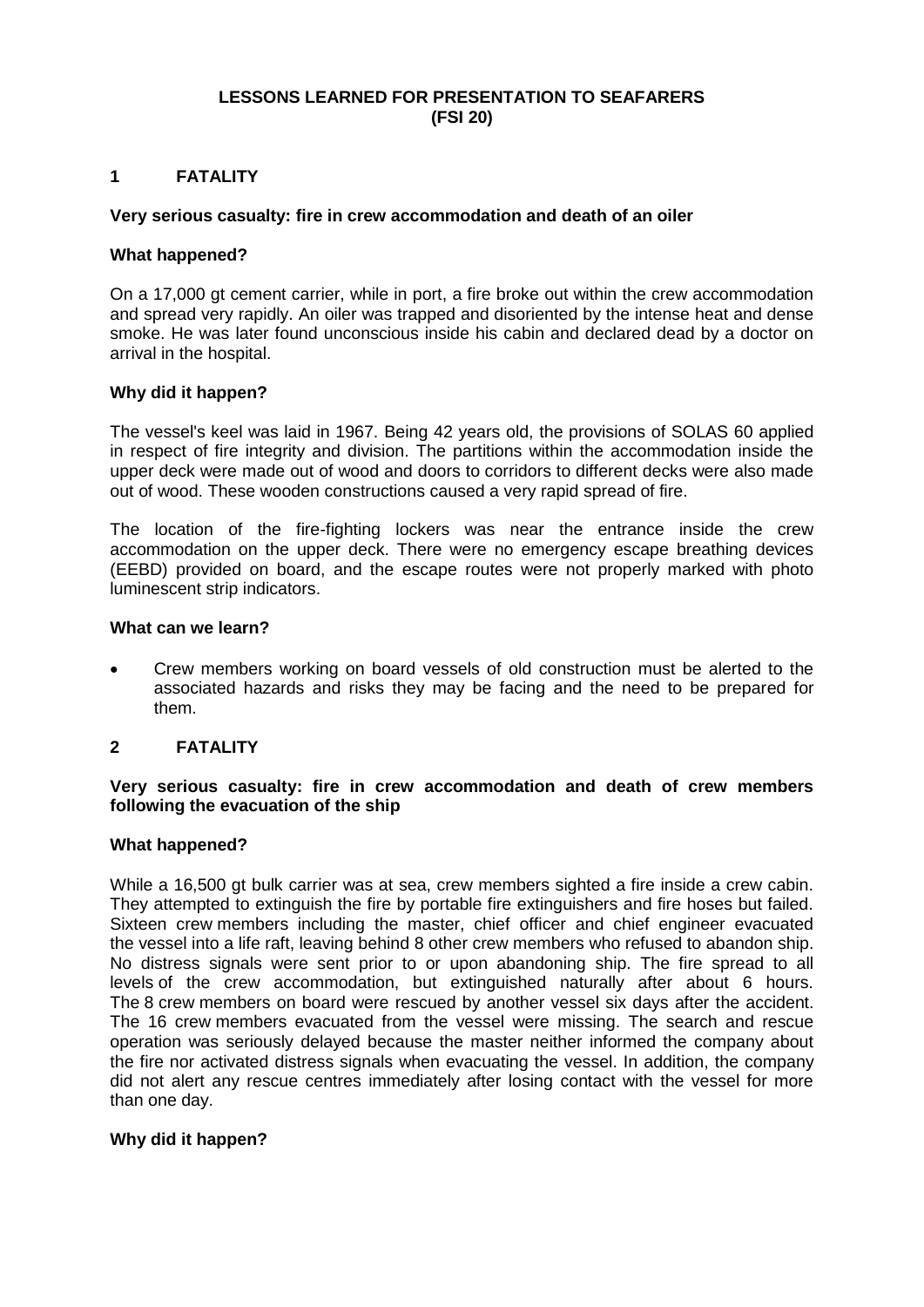# LESSONS LEARNED FOR PRESENTATION TO SEAFARERS (FSI 20)

## 1 FATALITY

### Very serious casualty: fire in crew accommodation and death of an oiler

**What happened?**

On a 17,000 gt cement carrier, while in port, a fire broke out within the crew accommodation and spread very rapidly. An oiler was trapped and disoriented by the intense heat and dense smoke. He was later found unconscious inside his cabin and declared dead by a doctor on arrival in the hospital.

**Why did it happen?**

The vessel's keel was laid in 1967. Being 42 years old, the provisions of SOLAS 60 applied in respect of fire integrity and division. The partitions within the accommodation inside the upper deck were made out of wood and doors to corridors to different decks were also made out of wood. These wooden constructions caused a very rapid spread of fire.

The location of the fire-fighting lockers was near the entrance inside the crew accommodation on the upper deck. There were no emergency escape breathing devices (EEBD) provided on board, and the escape routes were not properly marked with photo luminescent strip indicators.

**What can we learn?**

- Crew members working on board vessels of old construction must be alerted to the associated hazards and risks they may be facing and the need to be prepared for them.

## 2 FATALITY

### Very serious casualty: fire in crew accommodation and death of crew members following the evacuation of the ship

**What happened?**

While a 16,500 gt bulk carrier was at sea, crew members sighted a fire inside a crew cabin. They attempted to extinguish the fire by portable fire extinguishers and fire hoses but failed. Sixteen crew members including the master, chief officer and chief engineer evacuated the vessel into a life raft, leaving behind 8 other crew members who refused to abandon ship. No distress signals were sent prior to or upon abandoning ship. The fire spread to all levels of the crew accommodation, but extinguished naturally after about 6 hours. The 8 crew members on board were rescued by another vessel six days after the accident. The 16 crew members evacuated from the vessel were missing. The search and rescue operation was seriously delayed because the master neither informed the company about the fire nor activated distress signals when evacuating the vessel. In addition, the company did not alert any rescue centres immediately after losing contact with the vessel for more than one day.

**Why did it happen?**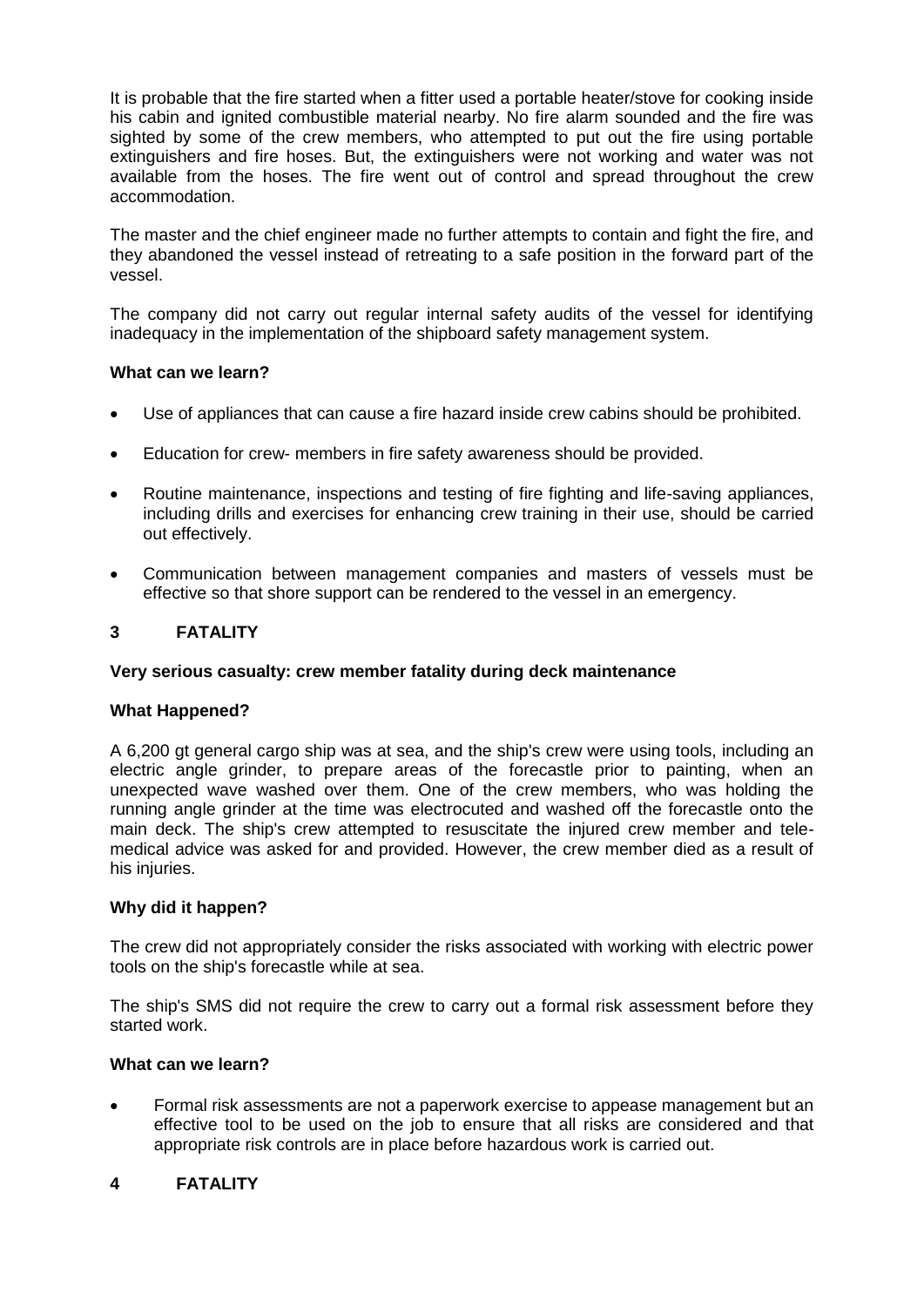It is probable that the fire started when a fitter used a portable heater/stove for cooking inside his cabin and ignited combustible material nearby. No fire alarm sounded and the fire was sighted by some of the crew members, who attempted to put out the fire using portable extinguishers and fire hoses. But, the extinguishers were not working and water was not available from the hoses. The fire went out of control and spread throughout the crew accommodation.

The master and the chief engineer made no further attempts to contain and fight the fire, and they abandoned the vessel instead of retreating to a safe position in the forward part of the vessel.

The company did not carry out regular internal safety audits of the vessel for identifying inadequacy in the implementation of the shipboard safety management system.

**What can we learn?**

- Use of appliances that can cause a fire hazard inside crew cabins should be prohibited.
- Education for crew- members in fire safety awareness should be provided.
- Routine maintenance, inspections and testing of fire fighting and life-saving appliances, including drills and exercises for enhancing crew training in their use, should be carried out effectively.
- Communication between management companies and masters of vessels must be effective so that shore support can be rendered to the vessel in an emergency.

## 3 FATALITY

**Very serious casualty: crew member fatality during deck maintenance**

**What Happened?**

A 6,200 gt general cargo ship was at sea, and the ship's crew were using tools, including an electric angle grinder, to prepare areas of the forecastle prior to painting, when an unexpected wave washed over them. One of the crew members, who was holding the running angle grinder at the time was electrocuted and washed off the forecastle onto the main deck. The ship's crew attempted to resuscitate the injured crew member and tele-medical advice was asked for and provided. However, the crew member died as a result of his injuries.

**Why did it happen?**

The crew did not appropriately consider the risks associated with working with electric power tools on the ship's forecastle while at sea.

The ship's SMS did not require the crew to carry out a formal risk assessment before they started work.

**What can we learn?**

- Formal risk assessments are not a paperwork exercise to appease management but an effective tool to be used on the job to ensure that all risks are considered and that appropriate risk controls are in place before hazardous work is carried out.

## 4 FATALITY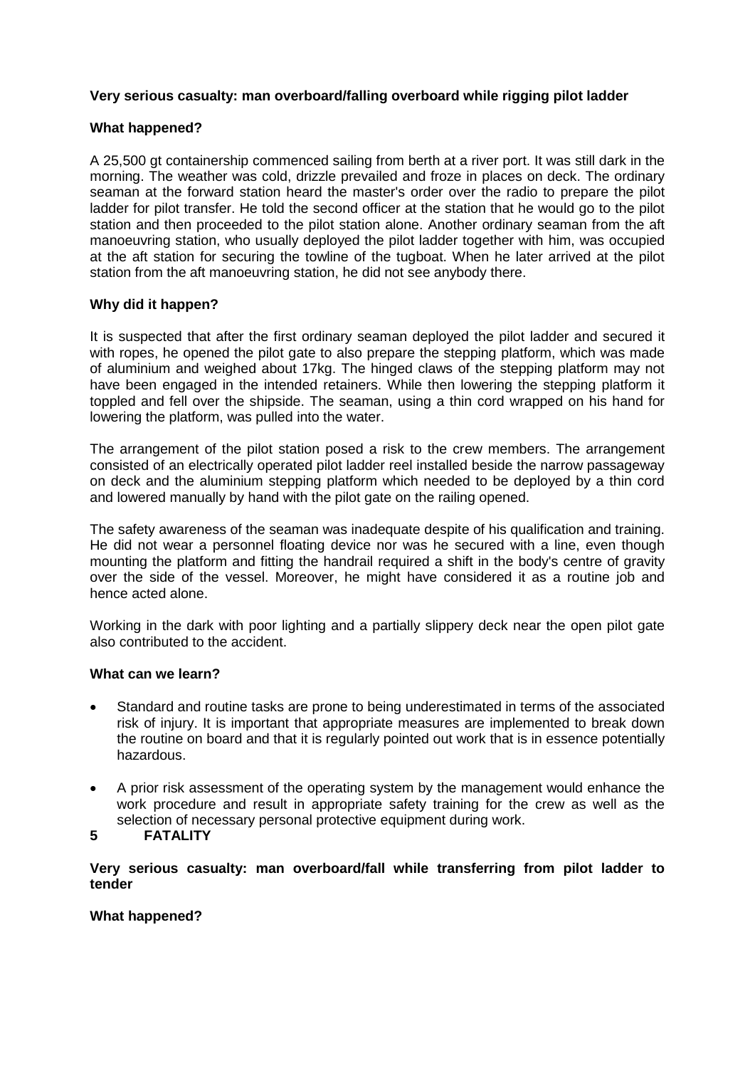**Very serious casualty: man overboard/falling overboard while rigging pilot ladder**

**What happened?**

A 25,500 gt containership commenced sailing from berth at a river port. It was still dark in the morning. The weather was cold, drizzle prevailed and froze in places on deck. The ordinary seaman at the forward station heard the master's order over the radio to prepare the pilot ladder for pilot transfer. He told the second officer at the station that he would go to the pilot station and then proceeded to the pilot station alone. Another ordinary seaman from the aft manoeuvring station, who usually deployed the pilot ladder together with him, was occupied at the aft station for securing the towline of the tugboat. When he later arrived at the pilot station from the aft manoeuvring station, he did not see anybody there.

**Why did it happen?**

It is suspected that after the first ordinary seaman deployed the pilot ladder and secured it with ropes, he opened the pilot gate to also prepare the stepping platform, which was made of aluminium and weighed about 17kg. The hinged claws of the stepping platform may not have been engaged in the intended retainers. While then lowering the stepping platform it toppled and fell over the shipside. The seaman, using a thin cord wrapped on his hand for lowering the platform, was pulled into the water.

The arrangement of the pilot station posed a risk to the crew members. The arrangement consisted of an electrically operated pilot ladder reel installed beside the narrow passageway on deck and the aluminium stepping platform which needed to be deployed by a thin cord and lowered manually by hand with the pilot gate on the railing opened.

The safety awareness of the seaman was inadequate despite of his qualification and training. He did not wear a personnel floating device nor was he secured with a line, even though mounting the platform and fitting the handrail required a shift in the body's centre of gravity over the side of the vessel. Moreover, he might have considered it as a routine job and hence acted alone.

Working in the dark with poor lighting and a partially slippery deck near the open pilot gate also contributed to the accident.

**What can we learn?**

- Standard and routine tasks are prone to being underestimated in terms of the associated risk of injury. It is important that appropriate measures are implemented to break down the routine on board and that it is regularly pointed out work that is in essence potentially hazardous.
- A prior risk assessment of the operating system by the management would enhance the work procedure and result in appropriate safety training for the crew as well as the selection of necessary personal protective equipment during work.

## 5 FATALITY

**Very serious casualty: man overboard/fall while transferring from pilot ladder to tender**

**What happened?**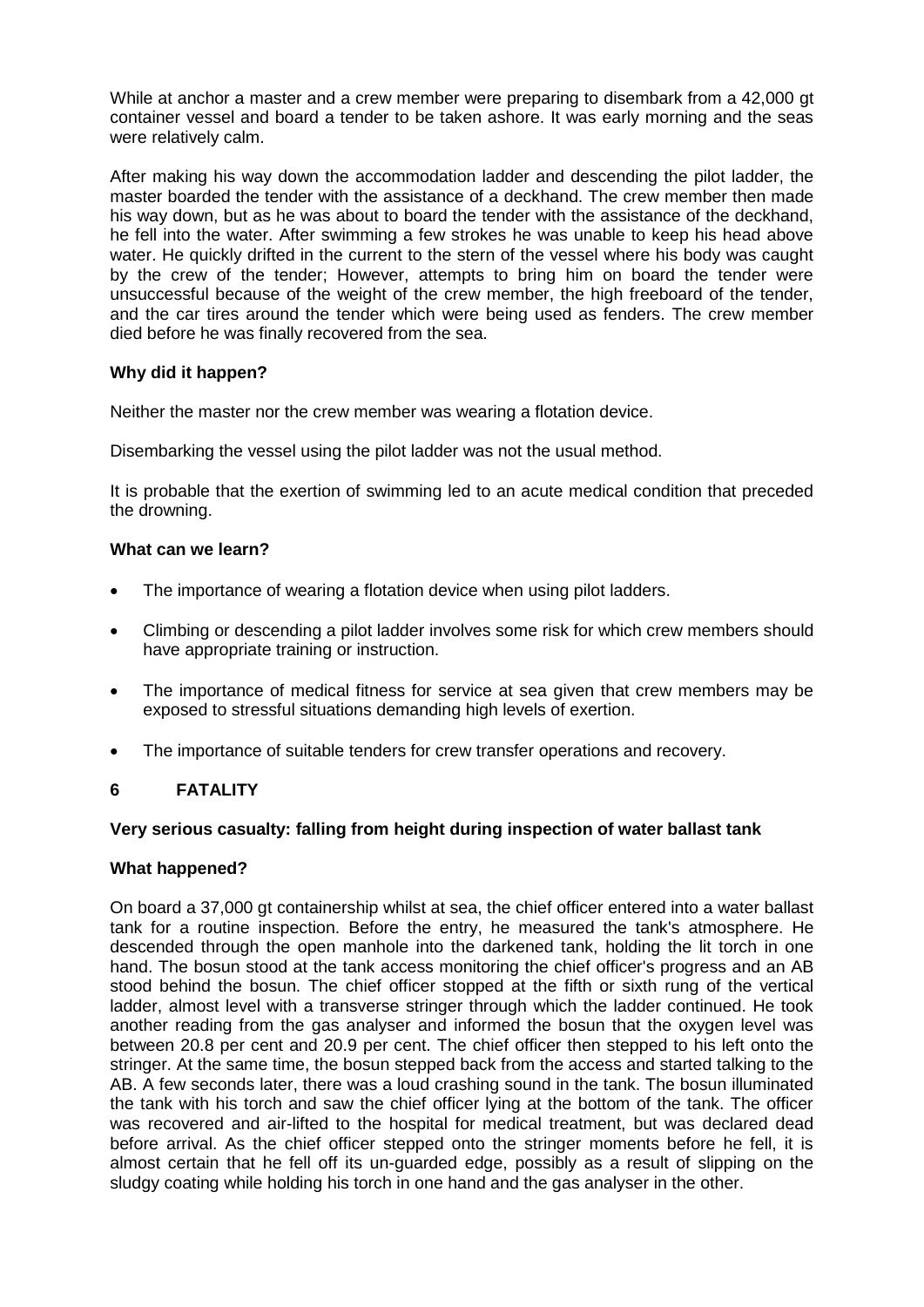While at anchor a master and a crew member were preparing to disembark from a 42,000 gt container vessel and board a tender to be taken ashore. It was early morning and the seas were relatively calm.

After making his way down the accommodation ladder and descending the pilot ladder, the master boarded the tender with the assistance of a deckhand. The crew member then made his way down, but as he was about to board the tender with the assistance of the deckhand, he fell into the water. After swimming a few strokes he was unable to keep his head above water. He quickly drifted in the current to the stern of the vessel where his body was caught by the crew of the tender; However, attempts to bring him on board the tender were unsuccessful because of the weight of the crew member, the high freeboard of the tender, and the car tires around the tender which were being used as fenders. The crew member died before he was finally recovered from the sea.

**Why did it happen?**

Neither the master nor the crew member was wearing a flotation device.

Disembarking the vessel using the pilot ladder was not the usual method.

It is probable that the exertion of swimming led to an acute medical condition that preceded the drowning.

**What can we learn?**

- The importance of wearing a flotation device when using pilot ladders.
- Climbing or descending a pilot ladder involves some risk for which crew members should have appropriate training or instruction.
- The importance of medical fitness for service at sea given that crew members may be exposed to stressful situations demanding high levels of exertion.
- The importance of suitable tenders for crew transfer operations and recovery.

## 6 FATALITY

**Very serious casualty: falling from height during inspection of water ballast tank**

**What happened?**

On board a 37,000 gt containership whilst at sea, the chief officer entered into a water ballast tank for a routine inspection. Before the entry, he measured the tank's atmosphere. He descended through the open manhole into the darkened tank, holding the lit torch in one hand. The bosun stood at the tank access monitoring the chief officer's progress and an AB stood behind the bosun. The chief officer stopped at the fifth or sixth rung of the vertical ladder, almost level with a transverse stringer through which the ladder continued. He took another reading from the gas analyser and informed the bosun that the oxygen level was between 20.8 per cent and 20.9 per cent. The chief officer then stepped to his left onto the stringer. At the same time, the bosun stepped back from the access and started talking to the AB. A few seconds later, there was a loud crashing sound in the tank. The bosun illuminated the tank with his torch and saw the chief officer lying at the bottom of the tank. The officer was recovered and air-lifted to the hospital for medical treatment, but was declared dead before arrival. As the chief officer stepped onto the stringer moments before he fell, it is almost certain that he fell off its un-guarded edge, possibly as a result of slipping on the sludgy coating while holding his torch in one hand and the gas analyser in the other.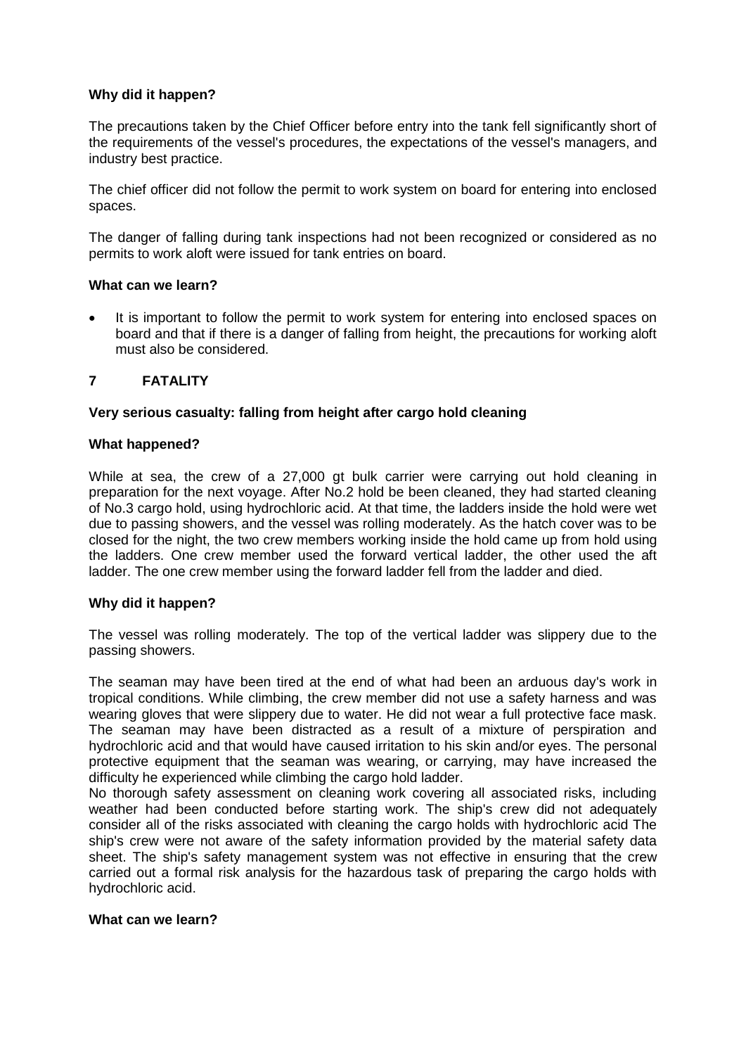**Why did it happen?**

The precautions taken by the Chief Officer before entry into the tank fell significantly short of the requirements of the vessel's procedures, the expectations of the vessel's managers, and industry best practice.

The chief officer did not follow the permit to work system on board for entering into enclosed spaces.

The danger of falling during tank inspections had not been recognized or considered as no permits to work aloft were issued for tank entries on board.

**What can we learn?**

- It is important to follow the permit to work system for entering into enclosed spaces on board and that if there is a danger of falling from height, the precautions for working aloft must also be considered.

## 7 FATALITY

**Very serious casualty: falling from height after cargo hold cleaning**

**What happened?**

While at sea, the crew of a 27,000 gt bulk carrier were carrying out hold cleaning in preparation for the next voyage. After No.2 hold be been cleaned, they had started cleaning of No.3 cargo hold, using hydrochloric acid. At that time, the ladders inside the hold were wet due to passing showers, and the vessel was rolling moderately. As the hatch cover was to be closed for the night, the two crew members working inside the hold came up from hold using the ladders. One crew member used the forward vertical ladder, the other used the aft ladder. The one crew member using the forward ladder fell from the ladder and died.

**Why did it happen?**

The vessel was rolling moderately. The top of the vertical ladder was slippery due to the passing showers.

The seaman may have been tired at the end of what had been an arduous day's work in tropical conditions. While climbing, the crew member did not use a safety harness and was wearing gloves that were slippery due to water. He did not wear a full protective face mask. The seaman may have been distracted as a result of a mixture of perspiration and hydrochloric acid and that would have caused irritation to his skin and/or eyes. The personal protective equipment that the seaman was wearing, or carrying, may have increased the difficulty he experienced while climbing the cargo hold ladder.
No thorough safety assessment on cleaning work covering all associated risks, including weather had been conducted before starting work. The ship's crew did not adequately consider all of the risks associated with cleaning the cargo holds with hydrochloric acid The ship's crew were not aware of the safety information provided by the material safety data sheet. The ship's safety management system was not effective in ensuring that the crew carried out a formal risk analysis for the hazardous task of preparing the cargo holds with hydrochloric acid.

**What can we learn?**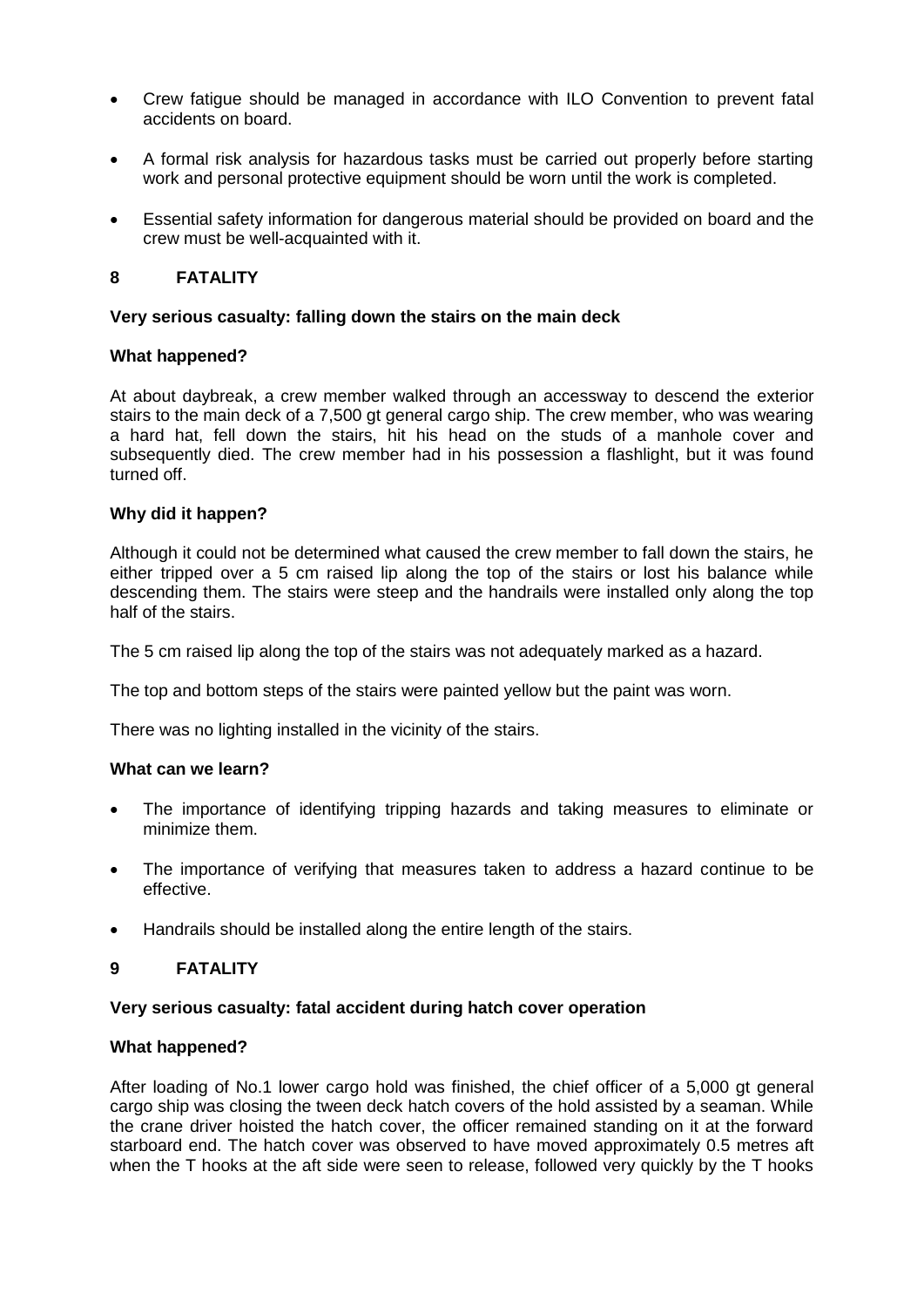- Crew fatigue should be managed in accordance with ILO Convention to prevent fatal accidents on board.
- A formal risk analysis for hazardous tasks must be carried out properly before starting work and personal protective equipment should be worn until the work is completed.
- Essential safety information for dangerous material should be provided on board and the crew must be well-acquainted with it.

## 8 FATALITY

**Very serious casualty: falling down the stairs on the main deck**

**What happened?**

At about daybreak, a crew member walked through an accessway to descend the exterior stairs to the main deck of a 7,500 gt general cargo ship. The crew member, who was wearing a hard hat, fell down the stairs, hit his head on the studs of a manhole cover and subsequently died. The crew member had in his possession a flashlight, but it was found turned off.

**Why did it happen?**

Although it could not be determined what caused the crew member to fall down the stairs, he either tripped over a 5 cm raised lip along the top of the stairs or lost his balance while descending them. The stairs were steep and the handrails were installed only along the top half of the stairs.

The 5 cm raised lip along the top of the stairs was not adequately marked as a hazard.

The top and bottom steps of the stairs were painted yellow but the paint was worn.

There was no lighting installed in the vicinity of the stairs.

**What can we learn?**

- The importance of identifying tripping hazards and taking measures to eliminate or minimize them.
- The importance of verifying that measures taken to address a hazard continue to be effective.
- Handrails should be installed along the entire length of the stairs.

## 9 FATALITY

**Very serious casualty: fatal accident during hatch cover operation**

**What happened?**

After loading of No.1 lower cargo hold was finished, the chief officer of a 5,000 gt general cargo ship was closing the tween deck hatch covers of the hold assisted by a seaman. While the crane driver hoisted the hatch cover, the officer remained standing on it at the forward starboard end. The hatch cover was observed to have moved approximately 0.5 metres aft when the T hooks at the aft side were seen to release, followed very quickly by the T hooks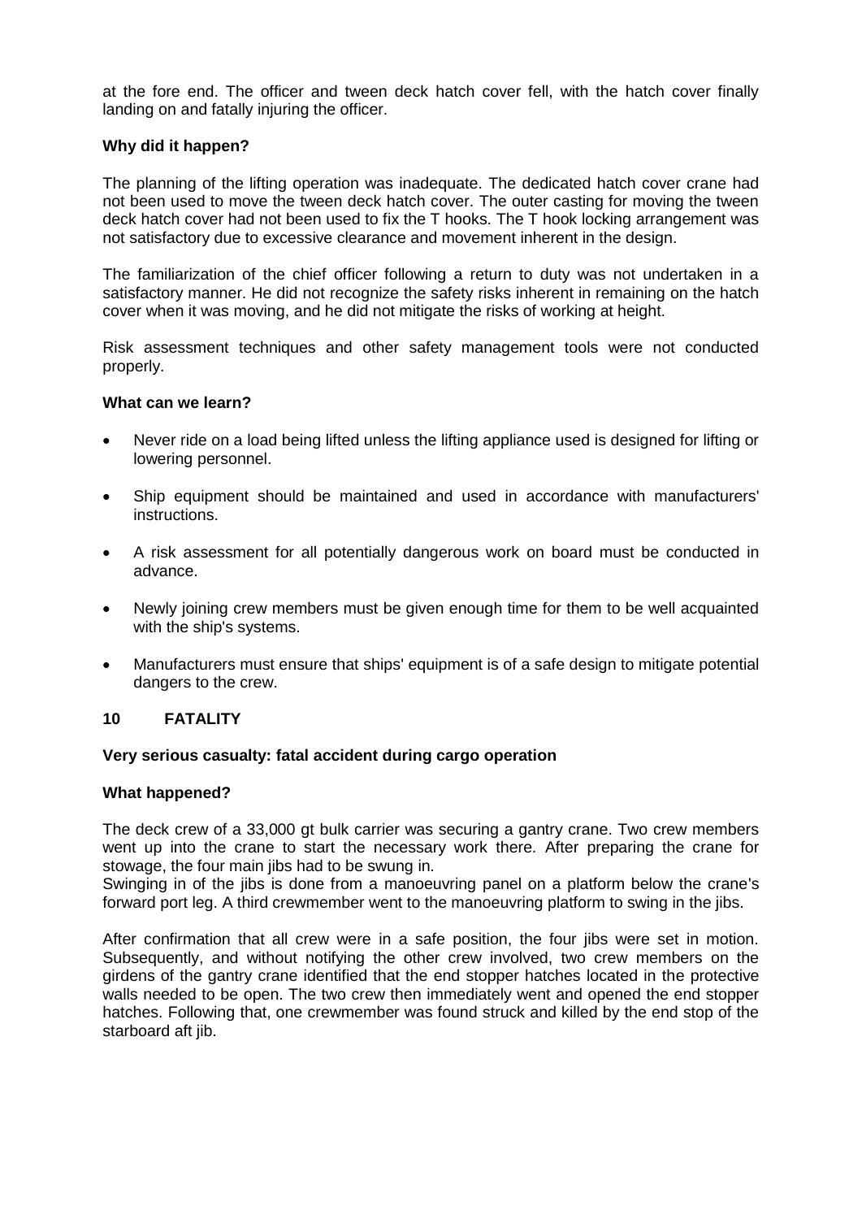at the fore end. The officer and tween deck hatch cover fell, with the hatch cover finally landing on and fatally injuring the officer.

**Why did it happen?**

The planning of the lifting operation was inadequate. The dedicated hatch cover crane had not been used to move the tween deck hatch cover. The outer casting for moving the tween deck hatch cover had not been used to fix the T hooks. The T hook locking arrangement was not satisfactory due to excessive clearance and movement inherent in the design.

The familiarization of the chief officer following a return to duty was not undertaken in a satisfactory manner. He did not recognize the safety risks inherent in remaining on the hatch cover when it was moving, and he did not mitigate the risks of working at height.

Risk assessment techniques and other safety management tools were not conducted properly.

**What can we learn?**

- Never ride on a load being lifted unless the lifting appliance used is designed for lifting or lowering personnel.
- Ship equipment should be maintained and used in accordance with manufacturers' instructions.
- A risk assessment for all potentially dangerous work on board must be conducted in advance.
- Newly joining crew members must be given enough time for them to be well acquainted with the ship's systems.
- Manufacturers must ensure that ships' equipment is of a safe design to mitigate potential dangers to the crew.

## 10 FATALITY

**Very serious casualty: fatal accident during cargo operation**

**What happened?**

The deck crew of a 33,000 gt bulk carrier was securing a gantry crane. Two crew members went up into the crane to start the necessary work there. After preparing the crane for stowage, the four main jibs had to be swung in.
Swinging in of the jibs is done from a manoeuvring panel on a platform below the crane's forward port leg. A third crewmember went to the manoeuvring platform to swing in the jibs.

After confirmation that all crew were in a safe position, the four jibs were set in motion. Subsequently, and without notifying the other crew involved, two crew members on the girdens of the gantry crane identified that the end stopper hatches located in the protective walls needed to be open. The two crew then immediately went and opened the end stopper hatches. Following that, one crewmember was found struck and killed by the end stop of the starboard aft jib.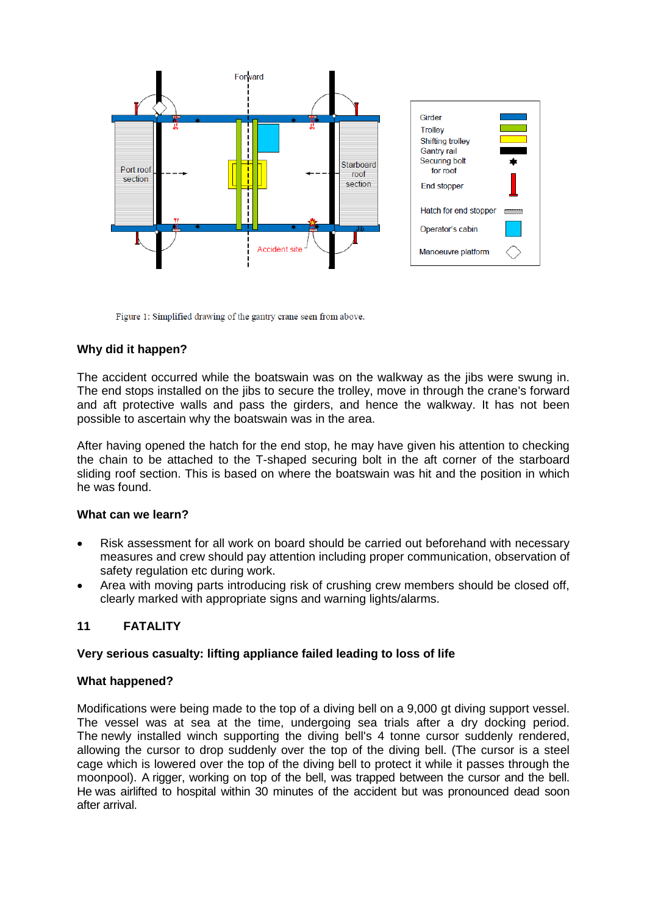Figure 1: Simplified drawing of the gantry crane seen from above.

### Why did it happen?

The accident occurred while the boatswain was on the walkway as the jibs were swung in. The end stops installed on the jibs to secure the trolley, move in through the crane's forward and aft protective walls and pass the girders, and hence the walkway. It has not been possible to ascertain why the boatswain was in the area.

After having opened the hatch for the end stop, he may have given his attention to checking the chain to be attached to the T-shaped securing bolt in the aft corner of the starboard sliding roof section. This is based on where the boatswain was hit and the position in which he was found.

### What can we learn?

- Risk assessment for all work on board should be carried out beforehand with necessary measures and crew should pay attention including proper communication, observation of safety regulation etc during work.
- Area with moving parts introducing risk of crushing crew members should be closed off, clearly marked with appropriate signs and warning lights/alarms.

## 11 FATALITY

### Very serious casualty: lifting appliance failed leading to loss of life

### What happened?

Modifications were being made to the top of a diving bell on a 9,000 gt diving support vessel. The vessel was at sea at the time, undergoing sea trials after a dry docking period. The newly installed winch supporting the diving bell's 4 tonne cursor suddenly rendered, allowing the cursor to drop suddenly over the top of the diving bell. (The cursor is a steel cage which is lowered over the top of the diving bell to protect it while it passes through the moonpool). A rigger, working on top of the bell, was trapped between the cursor and the bell. He was airlifted to hospital within 30 minutes of the accident but was pronounced dead soon after arrival.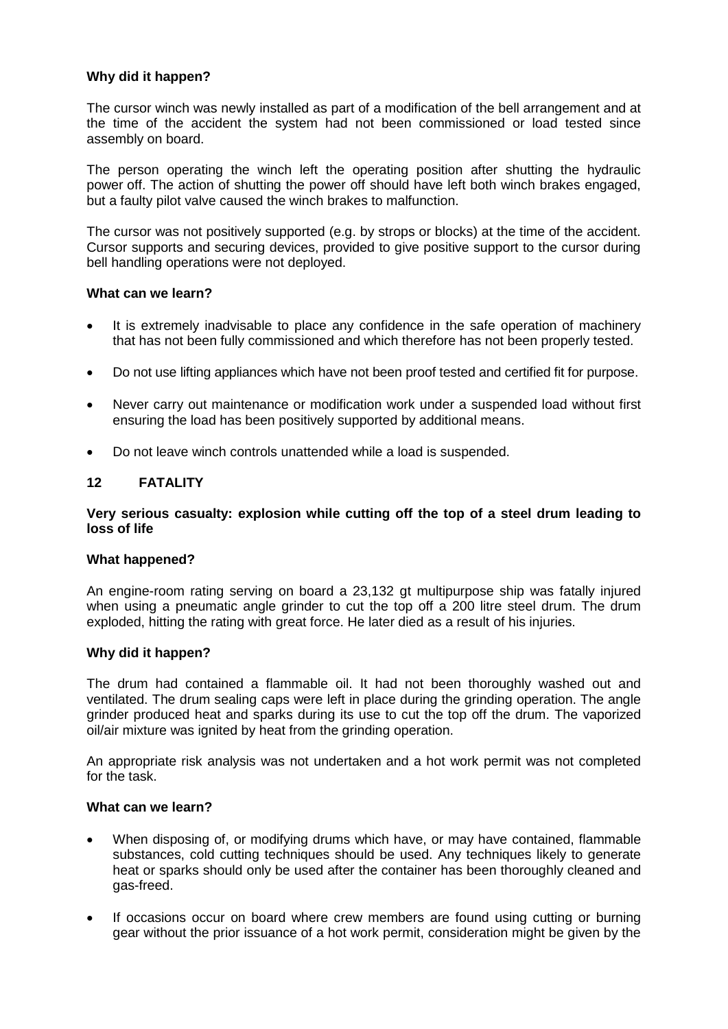**Why did it happen?**

The cursor winch was newly installed as part of a modification of the bell arrangement and at the time of the accident the system had not been commissioned or load tested since assembly on board.

The person operating the winch left the operating position after shutting the hydraulic power off. The action of shutting the power off should have left both winch brakes engaged, but a faulty pilot valve caused the winch brakes to malfunction.

The cursor was not positively supported (e.g. by strops or blocks) at the time of the accident. Cursor supports and securing devices, provided to give positive support to the cursor during bell handling operations were not deployed.

**What can we learn?**

- It is extremely inadvisable to place any confidence in the safe operation of machinery that has not been fully commissioned and which therefore has not been properly tested.
- Do not use lifting appliances which have not been proof tested and certified fit for purpose.
- Never carry out maintenance or modification work under a suspended load without first ensuring the load has been positively supported by additional means.
- Do not leave winch controls unattended while a load is suspended.

## 12 FATALITY

**Very serious casualty: explosion while cutting off the top of a steel drum leading to loss of life**

**What happened?**

An engine-room rating serving on board a 23,132 gt multipurpose ship was fatally injured when using a pneumatic angle grinder to cut the top off a 200 litre steel drum. The drum exploded, hitting the rating with great force. He later died as a result of his injuries.

**Why did it happen?**

The drum had contained a flammable oil. It had not been thoroughly washed out and ventilated. The drum sealing caps were left in place during the grinding operation. The angle grinder produced heat and sparks during its use to cut the top off the drum. The vaporized oil/air mixture was ignited by heat from the grinding operation.

An appropriate risk analysis was not undertaken and a hot work permit was not completed for the task.

**What can we learn?**

- When disposing of, or modifying drums which have, or may have contained, flammable substances, cold cutting techniques should be used. Any techniques likely to generate heat or sparks should only be used after the container has been thoroughly cleaned and gas-freed.
- If occasions occur on board where crew members are found using cutting or burning gear without the prior issuance of a hot work permit, consideration might be given by the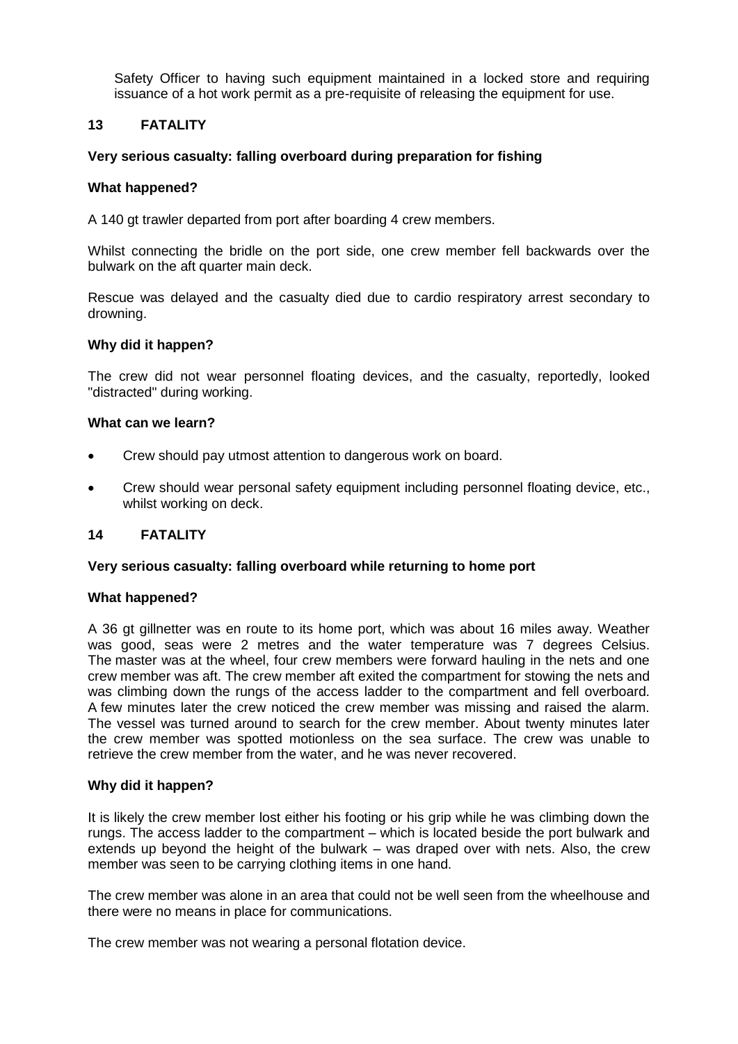Safety Officer to having such equipment maintained in a locked store and requiring issuance of a hot work permit as a pre-requisite of releasing the equipment for use.

## 13 FATALITY

### Very serious casualty: falling overboard during preparation for fishing

#### What happened?

A 140 gt trawler departed from port after boarding 4 crew members.

Whilst connecting the bridle on the port side, one crew member fell backwards over the bulwark on the aft quarter main deck.

Rescue was delayed and the casualty died due to cardio respiratory arrest secondary to drowning.

#### Why did it happen?

The crew did not wear personnel floating devices, and the casualty, reportedly, looked "distracted" during working.

#### What can we learn?

- Crew should pay utmost attention to dangerous work on board.
- Crew should wear personal safety equipment including personnel floating device, etc., whilst working on deck.

## 14 FATALITY

### Very serious casualty: falling overboard while returning to home port

#### What happened?

A 36 gt gillnetter was en route to its home port, which was about 16 miles away. Weather was good, seas were 2 metres and the water temperature was 7 degrees Celsius. The master was at the wheel, four crew members were forward hauling in the nets and one crew member was aft. The crew member aft exited the compartment for stowing the nets and was climbing down the rungs of the access ladder to the compartment and fell overboard. A few minutes later the crew noticed the crew member was missing and raised the alarm. The vessel was turned around to search for the crew member. About twenty minutes later the crew member was spotted motionless on the sea surface. The crew was unable to retrieve the crew member from the water, and he was never recovered.

#### Why did it happen?

It is likely the crew member lost either his footing or his grip while he was climbing down the rungs. The access ladder to the compartment – which is located beside the port bulwark and extends up beyond the height of the bulwark – was draped over with nets. Also, the crew member was seen to be carrying clothing items in one hand.

The crew member was alone in an area that could not be well seen from the wheelhouse and there were no means in place for communications.

The crew member was not wearing a personal flotation device.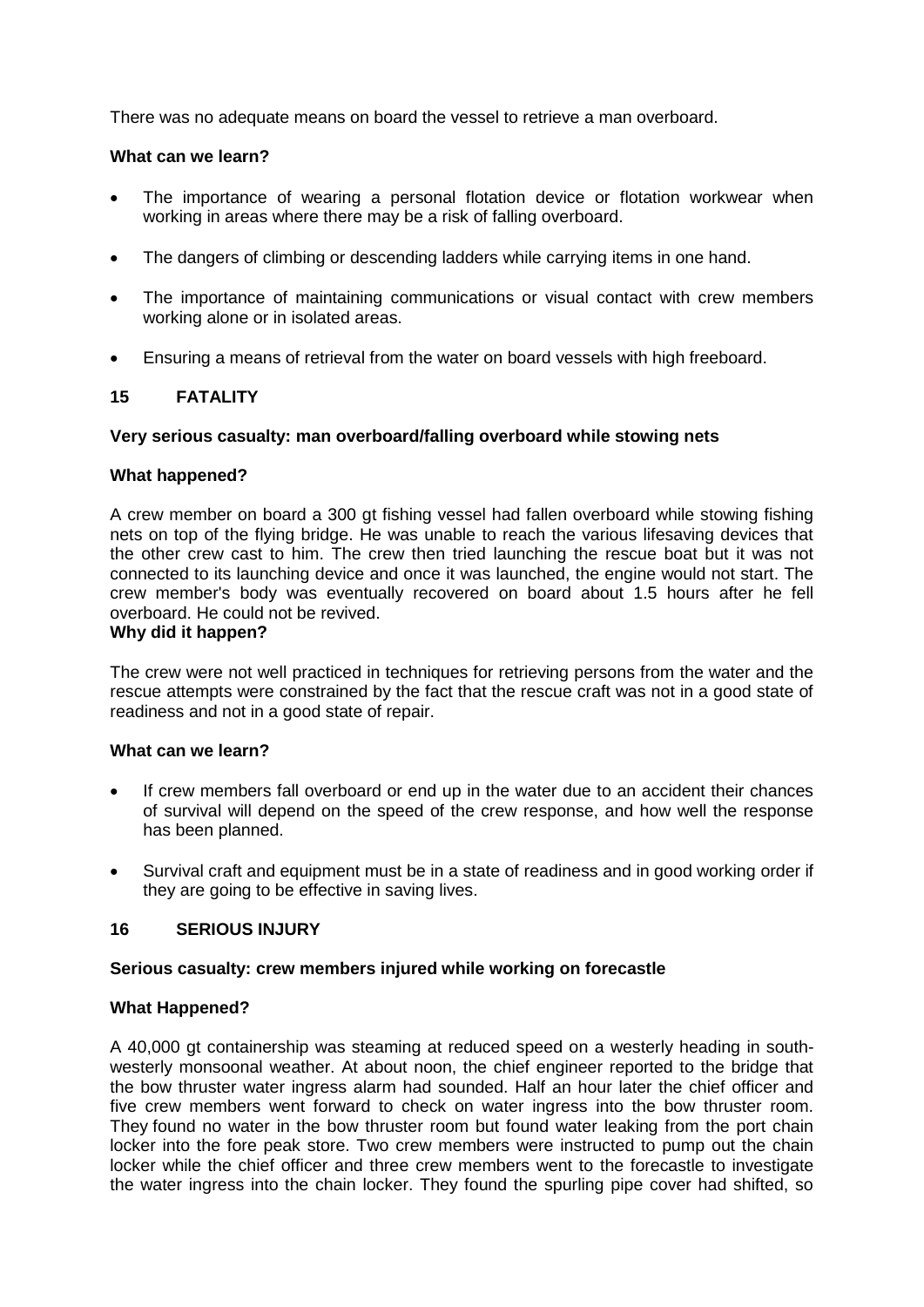There was no adequate means on board the vessel to retrieve a man overboard.

**What can we learn?**

- The importance of wearing a personal flotation device or flotation workwear when working in areas where there may be a risk of falling overboard.
- The dangers of climbing or descending ladders while carrying items in one hand.
- The importance of maintaining communications or visual contact with crew members working alone or in isolated areas.
- Ensuring a means of retrieval from the water on board vessels with high freeboard.

## 15 FATALITY

**Very serious casualty: man overboard/falling overboard while stowing nets**

**What happened?**

A crew member on board a 300 gt fishing vessel had fallen overboard while stowing fishing nets on top of the flying bridge. He was unable to reach the various lifesaving devices that the other crew cast to him. The crew then tried launching the rescue boat but it was not connected to its launching device and once it was launched, the engine would not start. The crew member's body was eventually recovered on board about 1.5 hours after he fell overboard. He could not be revived.

**Why did it happen?**

The crew were not well practiced in techniques for retrieving persons from the water and the rescue attempts were constrained by the fact that the rescue craft was not in a good state of readiness and not in a good state of repair.

**What can we learn?**

- If crew members fall overboard or end up in the water due to an accident their chances of survival will depend on the speed of the crew response, and how well the response has been planned.
- Survival craft and equipment must be in a state of readiness and in good working order if they are going to be effective in saving lives.

## 16 SERIOUS INJURY

**Serious casualty: crew members injured while working on forecastle**

**What Happened?**

A 40,000 gt containership was steaming at reduced speed on a westerly heading in south-westerly monsoonal weather. At about noon, the chief engineer reported to the bridge that the bow thruster water ingress alarm had sounded. Half an hour later the chief officer and five crew members went forward to check on water ingress into the bow thruster room. They found no water in the bow thruster room but found water leaking from the port chain locker into the fore peak store. Two crew members were instructed to pump out the chain locker while the chief officer and three crew members went to the forecastle to investigate the water ingress into the chain locker. They found the spurling pipe cover had shifted, so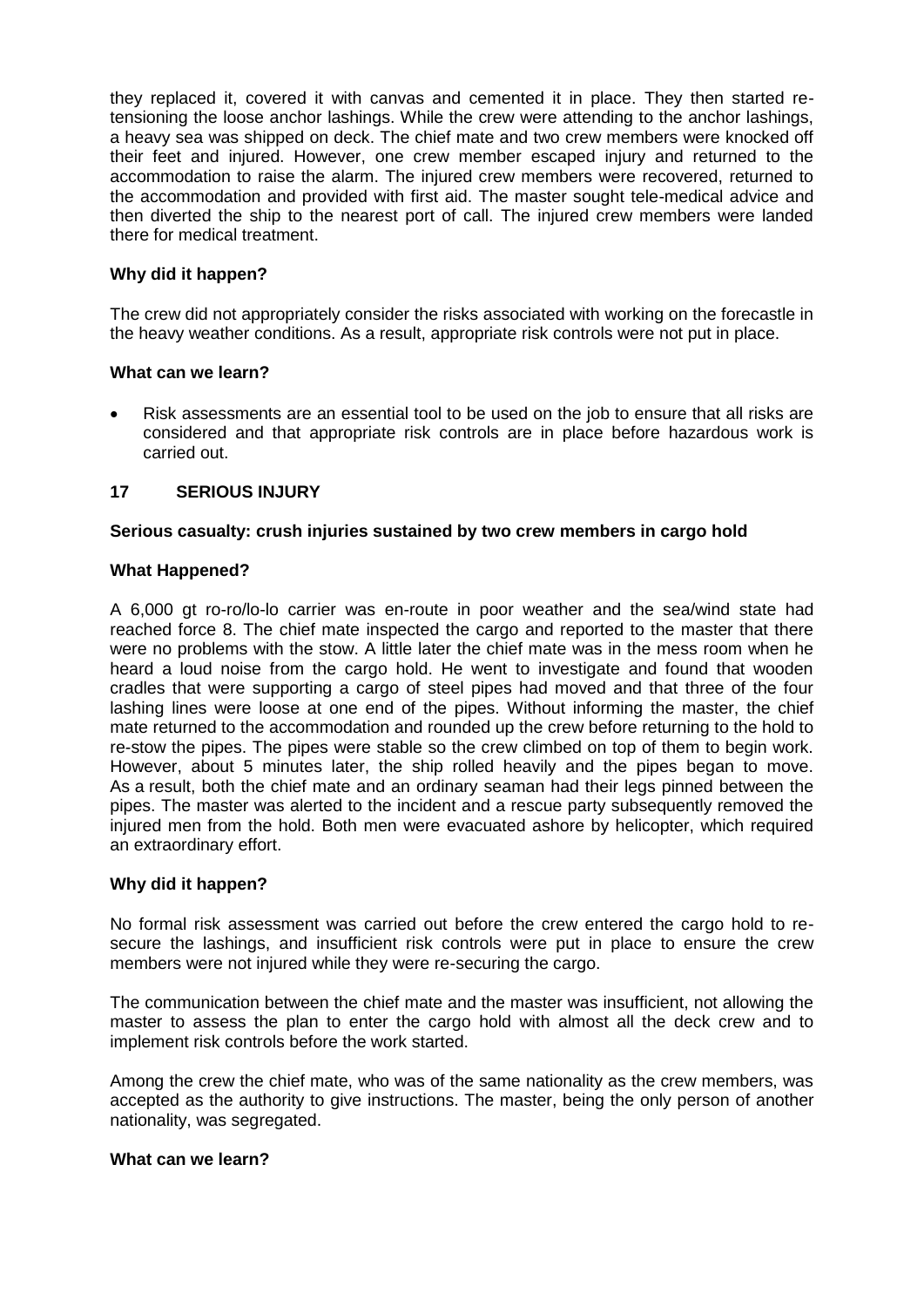they replaced it, covered it with canvas and cemented it in place. They then started re-tensioning the loose anchor lashings. While the crew were attending to the anchor lashings, a heavy sea was shipped on deck. The chief mate and two crew members were knocked off their feet and injured. However, one crew member escaped injury and returned to the accommodation to raise the alarm. The injured crew members were recovered, returned to the accommodation and provided with first aid. The master sought tele-medical advice and then diverted the ship to the nearest port of call. The injured crew members were landed there for medical treatment.

**Why did it happen?**

The crew did not appropriately consider the risks associated with working on the forecastle in the heavy weather conditions. As a result, appropriate risk controls were not put in place.

**What can we learn?**

- Risk assessments are an essential tool to be used on the job to ensure that all risks are considered and that appropriate risk controls are in place before hazardous work is carried out.

## 17 SERIOUS INJURY

**Serious casualty: crush injuries sustained by two crew members in cargo hold**

**What Happened?**

A 6,000 gt ro-ro/lo-lo carrier was en-route in poor weather and the sea/wind state had reached force 8. The chief mate inspected the cargo and reported to the master that there were no problems with the stow. A little later the chief mate was in the mess room when he heard a loud noise from the cargo hold. He went to investigate and found that wooden cradles that were supporting a cargo of steel pipes had moved and that three of the four lashing lines were loose at one end of the pipes. Without informing the master, the chief mate returned to the accommodation and rounded up the crew before returning to the hold to re-stow the pipes. The pipes were stable so the crew climbed on top of them to begin work. However, about 5 minutes later, the ship rolled heavily and the pipes began to move. As a result, both the chief mate and an ordinary seaman had their legs pinned between the pipes. The master was alerted to the incident and a rescue party subsequently removed the injured men from the hold. Both men were evacuated ashore by helicopter, which required an extraordinary effort.

**Why did it happen?**

No formal risk assessment was carried out before the crew entered the cargo hold to re-secure the lashings, and insufficient risk controls were put in place to ensure the crew members were not injured while they were re-securing the cargo.

The communication between the chief mate and the master was insufficient, not allowing the master to assess the plan to enter the cargo hold with almost all the deck crew and to implement risk controls before the work started.

Among the crew the chief mate, who was of the same nationality as the crew members, was accepted as the authority to give instructions. The master, being the only person of another nationality, was segregated.

**What can we learn?**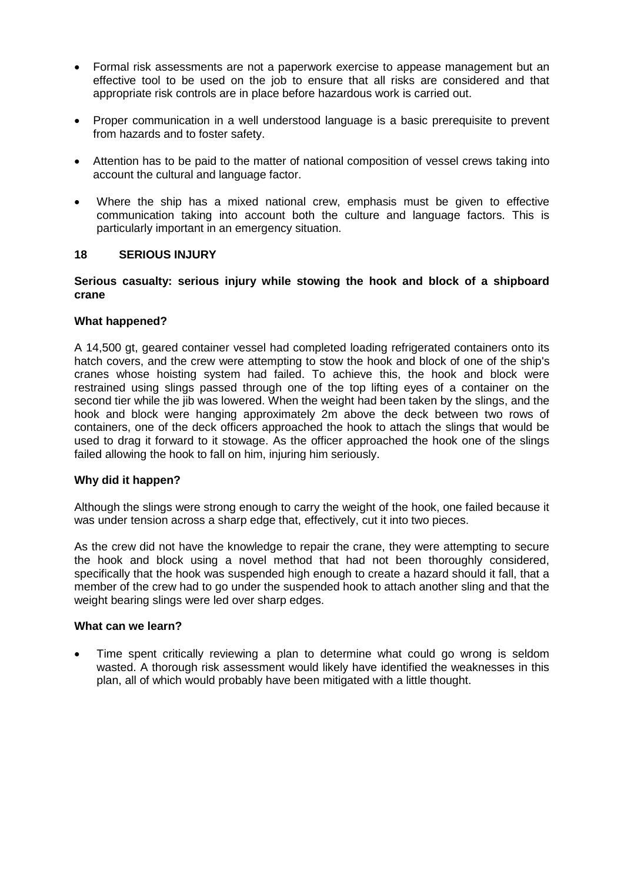- Formal risk assessments are not a paperwork exercise to appease management but an effective tool to be used on the job to ensure that all risks are considered and that appropriate risk controls are in place before hazardous work is carried out.
- Proper communication in a well understood language is a basic prerequisite to prevent from hazards and to foster safety.
- Attention has to be paid to the matter of national composition of vessel crews taking into account the cultural and language factor.
- Where the ship has a mixed national crew, emphasis must be given to effective communication taking into account both the culture and language factors. This is particularly important in an emergency situation.

## 18 SERIOUS INJURY

**Serious casualty: serious injury while stowing the hook and block of a shipboard crane**

**What happened?**

A 14,500 gt, geared container vessel had completed loading refrigerated containers onto its hatch covers, and the crew were attempting to stow the hook and block of one of the ship's cranes whose hoisting system had failed. To achieve this, the hook and block were restrained using slings passed through one of the top lifting eyes of a container on the second tier while the jib was lowered. When the weight had been taken by the slings, and the hook and block were hanging approximately 2m above the deck between two rows of containers, one of the deck officers approached the hook to attach the slings that would be used to drag it forward to it stowage. As the officer approached the hook one of the slings failed allowing the hook to fall on him, injuring him seriously.

**Why did it happen?**

Although the slings were strong enough to carry the weight of the hook, one failed because it was under tension across a sharp edge that, effectively, cut it into two pieces.

As the crew did not have the knowledge to repair the crane, they were attempting to secure the hook and block using a novel method that had not been thoroughly considered, specifically that the hook was suspended high enough to create a hazard should it fall, that a member of the crew had to go under the suspended hook to attach another sling and that the weight bearing slings were led over sharp edges.

**What can we learn?**

- Time spent critically reviewing a plan to determine what could go wrong is seldom wasted. A thorough risk assessment would likely have identified the weaknesses in this plan, all of which would probably have been mitigated with a little thought.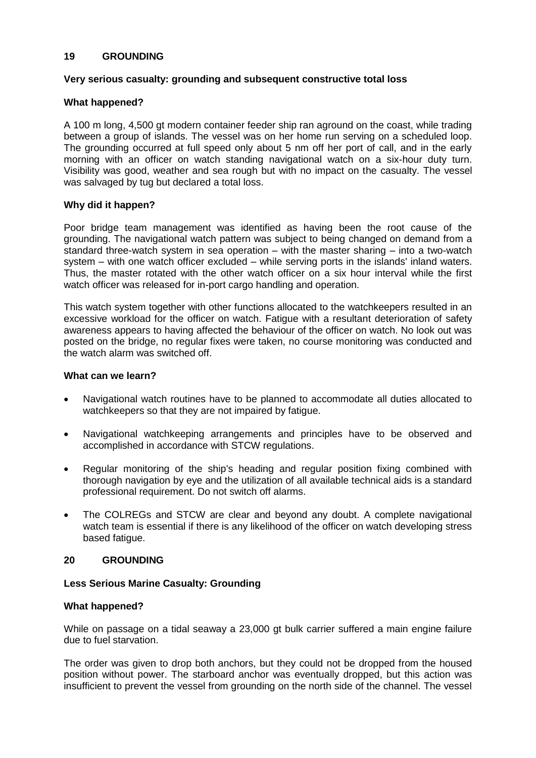## 19 GROUNDING

**Very serious casualty: grounding and subsequent constructive total loss**

**What happened?**

A 100 m long, 4,500 gt modern container feeder ship ran aground on the coast, while trading between a group of islands. The vessel was on her home run serving on a scheduled loop. The grounding occurred at full speed only about 5 nm off her port of call, and in the early morning with an officer on watch standing navigational watch on a six-hour duty turn. Visibility was good, weather and sea rough but with no impact on the casualty. The vessel was salvaged by tug but declared a total loss.

**Why did it happen?**

Poor bridge team management was identified as having been the root cause of the grounding. The navigational watch pattern was subject to being changed on demand from a standard three-watch system in sea operation – with the master sharing – into a two-watch system – with one watch officer excluded – while serving ports in the islands' inland waters. Thus, the master rotated with the other watch officer on a six hour interval while the first watch officer was released for in-port cargo handling and operation.

This watch system together with other functions allocated to the watchkeepers resulted in an excessive workload for the officer on watch. Fatigue with a resultant deterioration of safety awareness appears to having affected the behaviour of the officer on watch. No look out was posted on the bridge, no regular fixes were taken, no course monitoring was conducted and the watch alarm was switched off.

**What can we learn?**

- Navigational watch routines have to be planned to accommodate all duties allocated to watchkeepers so that they are not impaired by fatigue.
- Navigational watchkeeping arrangements and principles have to be observed and accomplished in accordance with STCW regulations.
- Regular monitoring of the ship's heading and regular position fixing combined with thorough navigation by eye and the utilization of all available technical aids is a standard professional requirement. Do not switch off alarms.
- The COLREGs and STCW are clear and beyond any doubt. A complete navigational watch team is essential if there is any likelihood of the officer on watch developing stress based fatigue.

## 20 GROUNDING

**Less Serious Marine Casualty: Grounding**

**What happened?**

While on passage on a tidal seaway a 23,000 gt bulk carrier suffered a main engine failure due to fuel starvation.

The order was given to drop both anchors, but they could not be dropped from the housed position without power. The starboard anchor was eventually dropped, but this action was insufficient to prevent the vessel from grounding on the north side of the channel. The vessel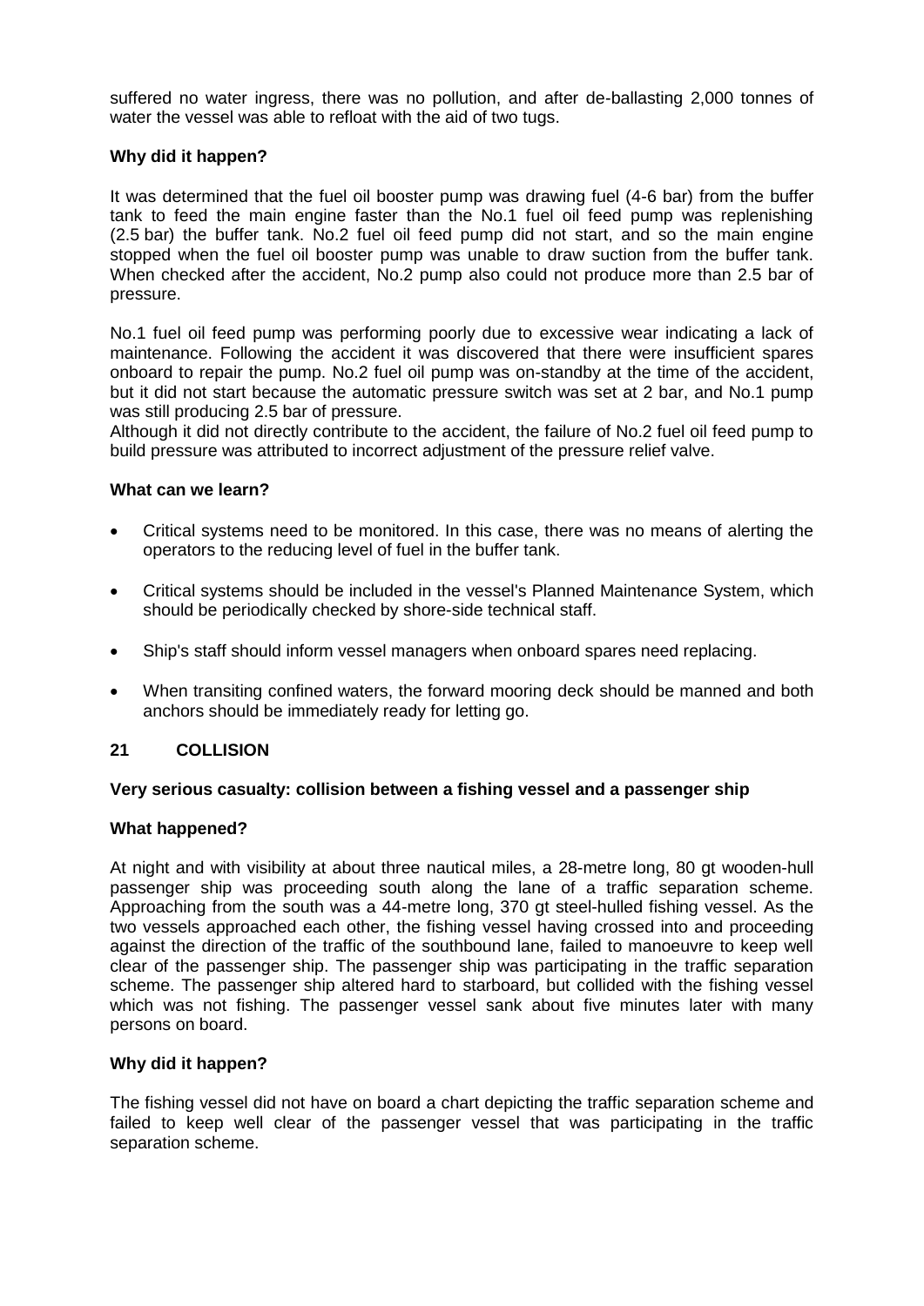suffered no water ingress, there was no pollution, and after de-ballasting 2,000 tonnes of water the vessel was able to refloat with the aid of two tugs.

**Why did it happen?**

It was determined that the fuel oil booster pump was drawing fuel (4-6 bar) from the buffer tank to feed the main engine faster than the No.1 fuel oil feed pump was replenishing (2.5 bar) the buffer tank. No.2 fuel oil feed pump did not start, and so the main engine stopped when the fuel oil booster pump was unable to draw suction from the buffer tank. When checked after the accident, No.2 pump also could not produce more than 2.5 bar of pressure.

No.1 fuel oil feed pump was performing poorly due to excessive wear indicating a lack of maintenance. Following the accident it was discovered that there were insufficient spares onboard to repair the pump. No.2 fuel oil pump was on-standby at the time of the accident, but it did not start because the automatic pressure switch was set at 2 bar, and No.1 pump was still producing 2.5 bar of pressure.
Although it did not directly contribute to the accident, the failure of No.2 fuel oil feed pump to build pressure was attributed to incorrect adjustment of the pressure relief valve.

**What can we learn?**

- Critical systems need to be monitored. In this case, there was no means of alerting the operators to the reducing level of fuel in the buffer tank.
- Critical systems should be included in the vessel's Planned Maintenance System, which should be periodically checked by shore-side technical staff.
- Ship's staff should inform vessel managers when onboard spares need replacing.
- When transiting confined waters, the forward mooring deck should be manned and both anchors should be immediately ready for letting go.

## 21 COLLISION

**Very serious casualty: collision between a fishing vessel and a passenger ship**

**What happened?**

At night and with visibility at about three nautical miles, a 28-metre long, 80 gt wooden-hull passenger ship was proceeding south along the lane of a traffic separation scheme. Approaching from the south was a 44-metre long, 370 gt steel-hulled fishing vessel. As the two vessels approached each other, the fishing vessel having crossed into and proceeding against the direction of the traffic of the southbound lane, failed to manoeuvre to keep well clear of the passenger ship. The passenger ship was participating in the traffic separation scheme. The passenger ship altered hard to starboard, but collided with the fishing vessel which was not fishing. The passenger vessel sank about five minutes later with many persons on board.

**Why did it happen?**

The fishing vessel did not have on board a chart depicting the traffic separation scheme and failed to keep well clear of the passenger vessel that was participating in the traffic separation scheme.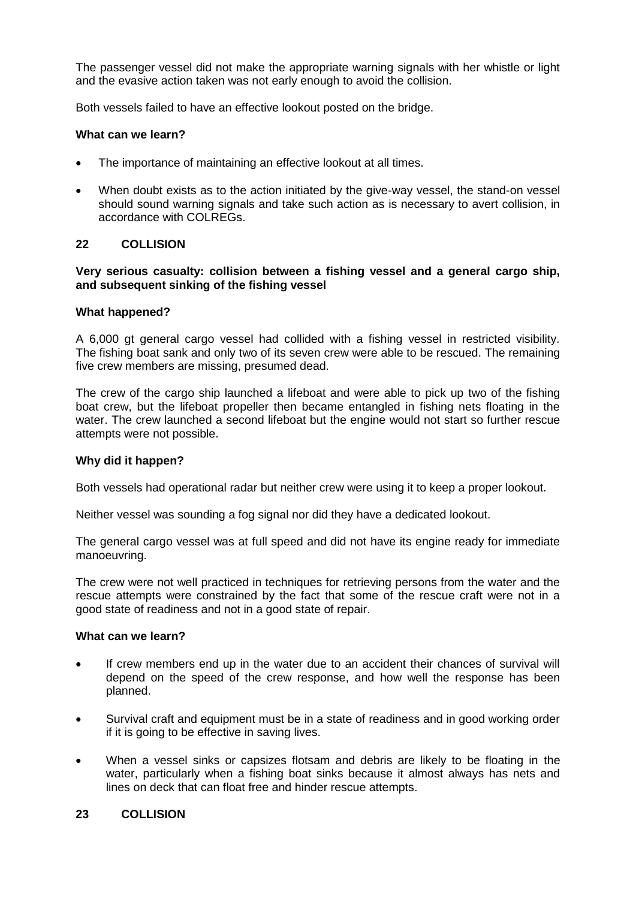The passenger vessel did not make the appropriate warning signals with her whistle or light and the evasive action taken was not early enough to avoid the collision.

Both vessels failed to have an effective lookout posted on the bridge.

**What can we learn?**

- The importance of maintaining an effective lookout at all times.
- When doubt exists as to the action initiated by the give-way vessel, the stand-on vessel should sound warning signals and take such action as is necessary to avert collision, in accordance with COLREGs.

## 22 COLLISION

**Very serious casualty: collision between a fishing vessel and a general cargo ship, and subsequent sinking of the fishing vessel**

**What happened?**

A 6,000 gt general cargo vessel had collided with a fishing vessel in restricted visibility. The fishing boat sank and only two of its seven crew were able to be rescued. The remaining five crew members are missing, presumed dead.

The crew of the cargo ship launched a lifeboat and were able to pick up two of the fishing boat crew, but the lifeboat propeller then became entangled in fishing nets floating in the water. The crew launched a second lifeboat but the engine would not start so further rescue attempts were not possible.

**Why did it happen?**

Both vessels had operational radar but neither crew were using it to keep a proper lookout.

Neither vessel was sounding a fog signal nor did they have a dedicated lookout.

The general cargo vessel was at full speed and did not have its engine ready for immediate manoeuvring.

The crew were not well practiced in techniques for retrieving persons from the water and the rescue attempts were constrained by the fact that some of the rescue craft were not in a good state of readiness and not in a good state of repair.

**What can we learn?**

- If crew members end up in the water due to an accident their chances of survival will depend on the speed of the crew response, and how well the response has been planned.
- Survival craft and equipment must be in a state of readiness and in good working order if it is going to be effective in saving lives.
- When a vessel sinks or capsizes flotsam and debris are likely to be floating in the water, particularly when a fishing boat sinks because it almost always has nets and lines on deck that can float free and hinder rescue attempts.

## 23 COLLISION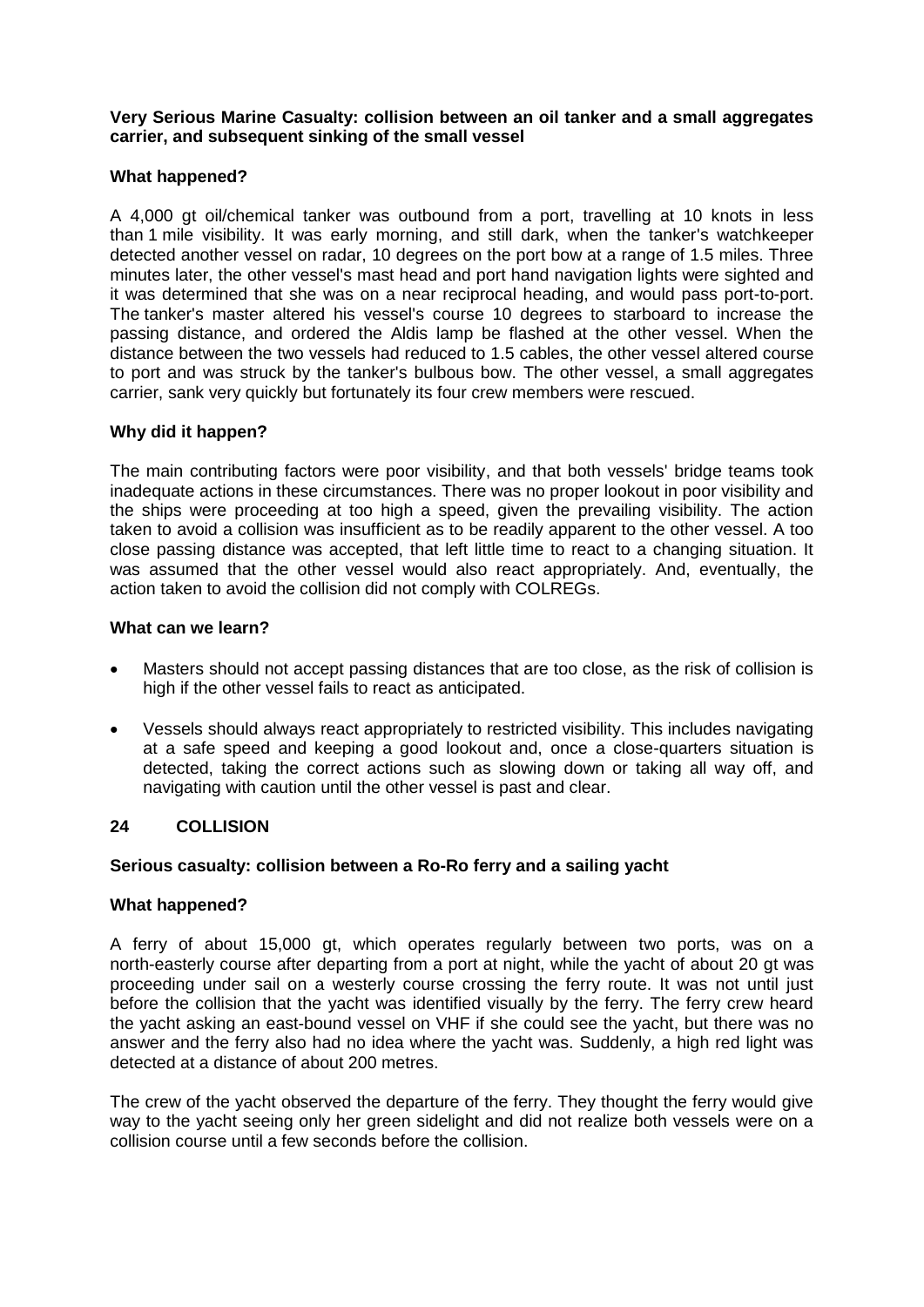**Very Serious Marine Casualty: collision between an oil tanker and a small aggregates carrier, and subsequent sinking of the small vessel**

**What happened?**

A 4,000 gt oil/chemical tanker was outbound from a port, travelling at 10 knots in less than 1 mile visibility. It was early morning, and still dark, when the tanker's watchkeeper detected another vessel on radar, 10 degrees on the port bow at a range of 1.5 miles. Three minutes later, the other vessel's mast head and port hand navigation lights were sighted and it was determined that she was on a near reciprocal heading, and would pass port-to-port. The tanker's master altered his vessel's course 10 degrees to starboard to increase the passing distance, and ordered the Aldis lamp be flashed at the other vessel. When the distance between the two vessels had reduced to 1.5 cables, the other vessel altered course to port and was struck by the tanker's bulbous bow. The other vessel, a small aggregates carrier, sank very quickly but fortunately its four crew members were rescued.

**Why did it happen?**

The main contributing factors were poor visibility, and that both vessels' bridge teams took inadequate actions in these circumstances. There was no proper lookout in poor visibility and the ships were proceeding at too high a speed, given the prevailing visibility. The action taken to avoid a collision was insufficient as to be readily apparent to the other vessel. A too close passing distance was accepted, that left little time to react to a changing situation. It was assumed that the other vessel would also react appropriately. And, eventually, the action taken to avoid the collision did not comply with COLREGs.

**What can we learn?**

- Masters should not accept passing distances that are too close, as the risk of collision is high if the other vessel fails to react as anticipated.
- Vessels should always react appropriately to restricted visibility. This includes navigating at a safe speed and keeping a good lookout and, once a close-quarters situation is detected, taking the correct actions such as slowing down or taking all way off, and navigating with caution until the other vessel is past and clear.

## 24 COLLISION

**Serious casualty: collision between a Ro-Ro ferry and a sailing yacht**

**What happened?**

A ferry of about 15,000 gt, which operates regularly between two ports, was on a north-easterly course after departing from a port at night, while the yacht of about 20 gt was proceeding under sail on a westerly course crossing the ferry route. It was not until just before the collision that the yacht was identified visually by the ferry. The ferry crew heard the yacht asking an east-bound vessel on VHF if she could see the yacht, but there was no answer and the ferry also had no idea where the yacht was. Suddenly, a high red light was detected at a distance of about 200 metres.

The crew of the yacht observed the departure of the ferry. They thought the ferry would give way to the yacht seeing only her green sidelight and did not realize both vessels were on a collision course until a few seconds before the collision.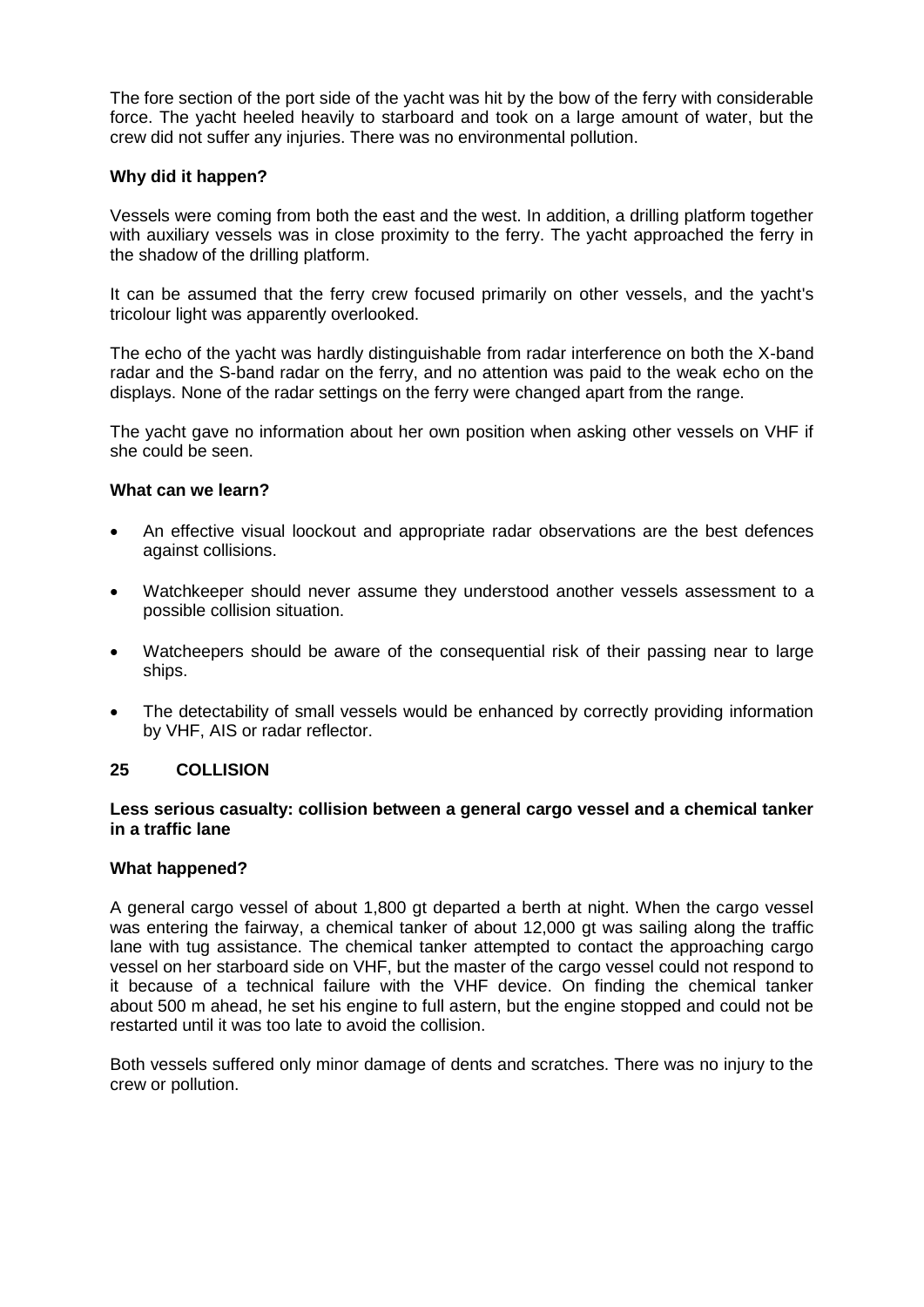The fore section of the port side of the yacht was hit by the bow of the ferry with considerable force. The yacht heeled heavily to starboard and took on a large amount of water, but the crew did not suffer any injuries. There was no environmental pollution.

**Why did it happen?**

Vessels were coming from both the east and the west. In addition, a drilling platform together with auxiliary vessels was in close proximity to the ferry. The yacht approached the ferry in the shadow of the drilling platform.

It can be assumed that the ferry crew focused primarily on other vessels, and the yacht's tricolour light was apparently overlooked.

The echo of the yacht was hardly distinguishable from radar interference on both the X-band radar and the S-band radar on the ferry, and no attention was paid to the weak echo on the displays. None of the radar settings on the ferry were changed apart from the range.

The yacht gave no information about her own position when asking other vessels on VHF if she could be seen.

**What can we learn?**

- An effective visual loockout and appropriate radar observations are the best defences against collisions.
- Watchkeeper should never assume they understood another vessels assessment to a possible collision situation.
- Watcheepers should be aware of the consequential risk of their passing near to large ships.
- The detectability of small vessels would be enhanced by correctly providing information by VHF, AIS or radar reflector.

## 25 COLLISION

**Less serious casualty: collision between a general cargo vessel and a chemical tanker in a traffic lane**

**What happened?**

A general cargo vessel of about 1,800 gt departed a berth at night. When the cargo vessel was entering the fairway, a chemical tanker of about 12,000 gt was sailing along the traffic lane with tug assistance. The chemical tanker attempted to contact the approaching cargo vessel on her starboard side on VHF, but the master of the cargo vessel could not respond to it because of a technical failure with the VHF device. On finding the chemical tanker about 500 m ahead, he set his engine to full astern, but the engine stopped and could not be restarted until it was too late to avoid the collision.

Both vessels suffered only minor damage of dents and scratches. There was no injury to the crew or pollution.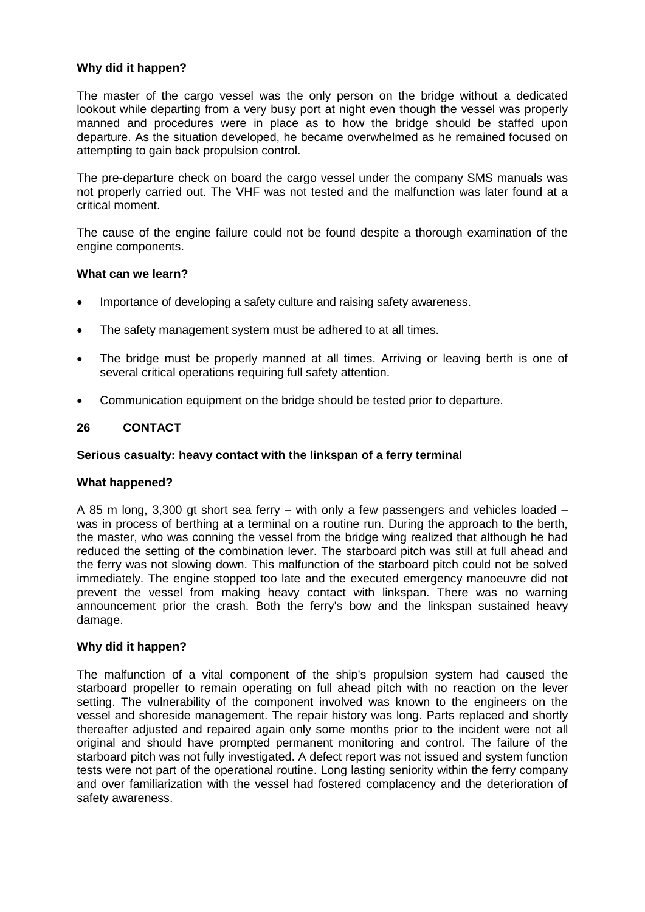**Why did it happen?**

The master of the cargo vessel was the only person on the bridge without a dedicated lookout while departing from a very busy port at night even though the vessel was properly manned and procedures were in place as to how the bridge should be staffed upon departure. As the situation developed, he became overwhelmed as he remained focused on attempting to gain back propulsion control.

The pre-departure check on board the cargo vessel under the company SMS manuals was not properly carried out. The VHF was not tested and the malfunction was later found at a critical moment.

The cause of the engine failure could not be found despite a thorough examination of the engine components.

**What can we learn?**

- Importance of developing a safety culture and raising safety awareness.
- The safety management system must be adhered to at all times.
- The bridge must be properly manned at all times. Arriving or leaving berth is one of several critical operations requiring full safety attention.
- Communication equipment on the bridge should be tested prior to departure.

## 26 CONTACT

**Serious casualty: heavy contact with the linkspan of a ferry terminal**

**What happened?**

A 85 m long, 3,300 gt short sea ferry – with only a few passengers and vehicles loaded – was in process of berthing at a terminal on a routine run. During the approach to the berth, the master, who was conning the vessel from the bridge wing realized that although he had reduced the setting of the combination lever. The starboard pitch was still at full ahead and the ferry was not slowing down. This malfunction of the starboard pitch could not be solved immediately. The engine stopped too late and the executed emergency manoeuvre did not prevent the vessel from making heavy contact with linkspan. There was no warning announcement prior the crash. Both the ferry's bow and the linkspan sustained heavy damage.

**Why did it happen?**

The malfunction of a vital component of the ship's propulsion system had caused the starboard propeller to remain operating on full ahead pitch with no reaction on the lever setting. The vulnerability of the component involved was known to the engineers on the vessel and shoreside management. The repair history was long. Parts replaced and shortly thereafter adjusted and repaired again only some months prior to the incident were not all original and should have prompted permanent monitoring and control. The failure of the starboard pitch was not fully investigated. A defect report was not issued and system function tests were not part of the operational routine. Long lasting seniority within the ferry company and over familiarization with the vessel had fostered complacency and the deterioration of safety awareness.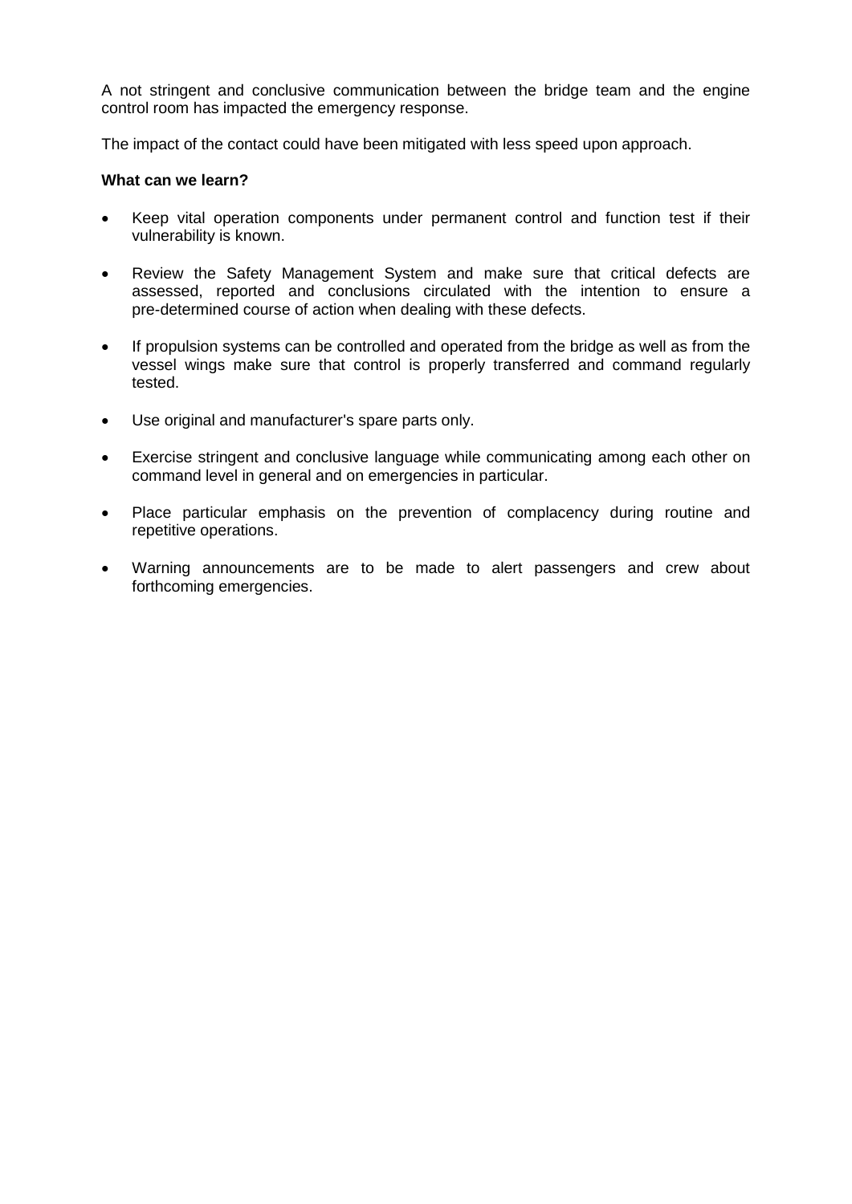A not stringent and conclusive communication between the bridge team and the engine control room has impacted the emergency response.

The impact of the contact could have been mitigated with less speed upon approach.

**What can we learn?**

- Keep vital operation components under permanent control and function test if their vulnerability is known.
- Review the Safety Management System and make sure that critical defects are assessed, reported and conclusions circulated with the intention to ensure a pre-determined course of action when dealing with these defects.
- If propulsion systems can be controlled and operated from the bridge as well as from the vessel wings make sure that control is properly transferred and command regularly tested.
- Use original and manufacturer's spare parts only.
- Exercise stringent and conclusive language while communicating among each other on command level in general and on emergencies in particular.
- Place particular emphasis on the prevention of complacency during routine and repetitive operations.
- Warning announcements are to be made to alert passengers and crew about forthcoming emergencies.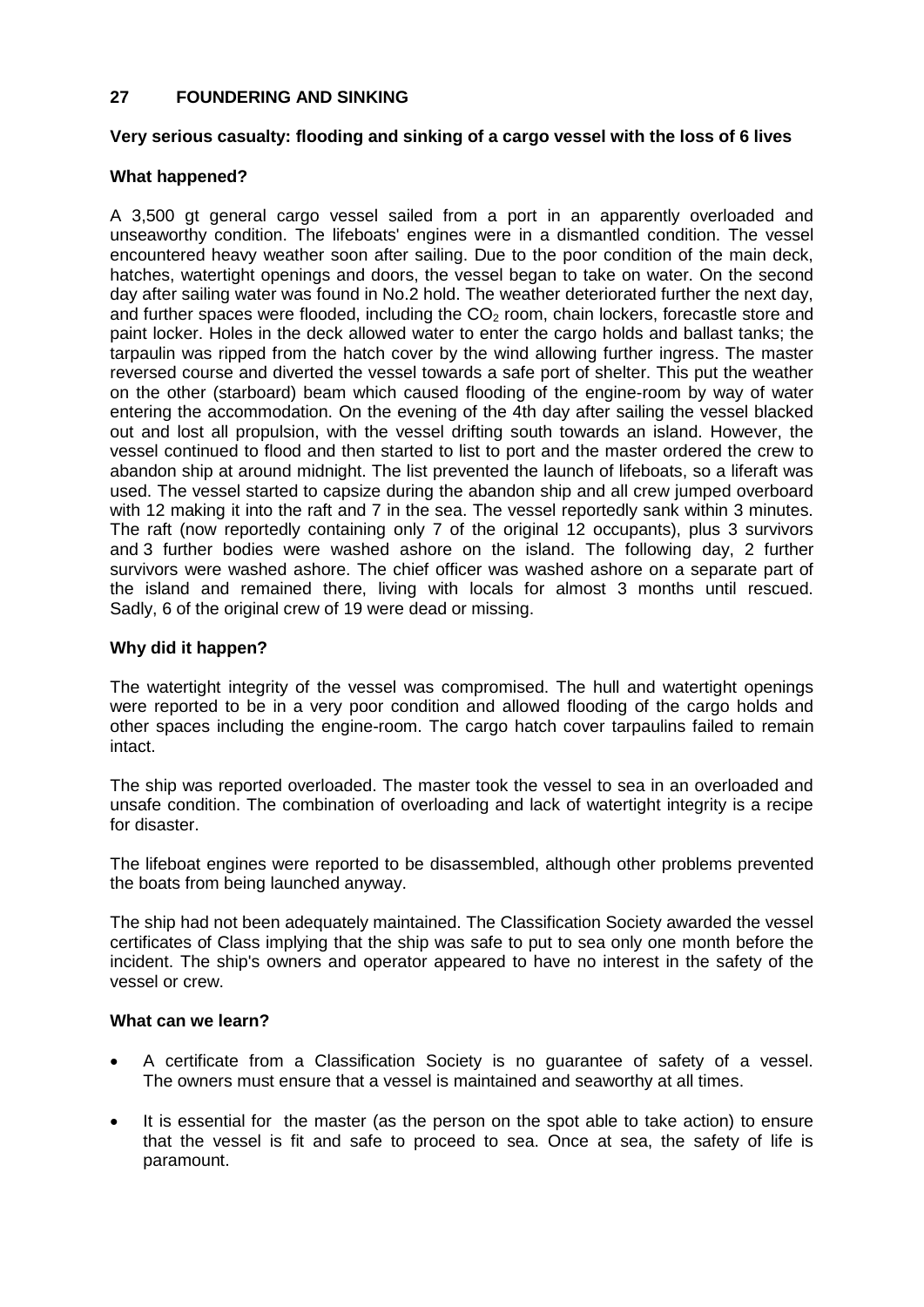## 27 FOUNDERING AND SINKING

**Very serious casualty: flooding and sinking of a cargo vessel with the loss of 6 lives**

**What happened?**

A 3,500 gt general cargo vessel sailed from a port in an apparently overloaded and unseaworthy condition. The lifeboats' engines were in a dismantled condition. The vessel encountered heavy weather soon after sailing. Due to the poor condition of the main deck, hatches, watertight openings and doors, the vessel began to take on water. On the second day after sailing water was found in No.2 hold. The weather deteriorated further the next day, and further spaces were flooded, including the $CO_2$ room, chain lockers, forecastle store and paint locker. Holes in the deck allowed water to enter the cargo holds and ballast tanks; the tarpaulin was ripped from the hatch cover by the wind allowing further ingress. The master reversed course and diverted the vessel towards a safe port of shelter. This put the weather on the other (starboard) beam which caused flooding of the engine-room by way of water entering the accommodation. On the evening of the 4th day after sailing the vessel blacked out and lost all propulsion, with the vessel drifting south towards an island. However, the vessel continued to flood and then started to list to port and the master ordered the crew to abandon ship at around midnight. The list prevented the launch of lifeboats, so a liferaft was used. The vessel started to capsize during the abandon ship and all crew jumped overboard with 12 making it into the raft and 7 in the sea. The vessel reportedly sank within 3 minutes. The raft (now reportedly containing only 7 of the original 12 occupants), plus 3 survivors and 3 further bodies were washed ashore on the island. The following day, 2 further survivors were washed ashore. The chief officer was washed ashore on a separate part of the island and remained there, living with locals for almost 3 months until rescued. Sadly, 6 of the original crew of 19 were dead or missing.

**Why did it happen?**

The watertight integrity of the vessel was compromised. The hull and watertight openings were reported to be in a very poor condition and allowed flooding of the cargo holds and other spaces including the engine-room. The cargo hatch cover tarpaulins failed to remain intact.

The ship was reported overloaded. The master took the vessel to sea in an overloaded and unsafe condition. The combination of overloading and lack of watertight integrity is a recipe for disaster.

The lifeboat engines were reported to be disassembled, although other problems prevented the boats from being launched anyway.

The ship had not been adequately maintained. The Classification Society awarded the vessel certificates of Class implying that the ship was safe to put to sea only one month before the incident. The ship's owners and operator appeared to have no interest in the safety of the vessel or crew.

**What can we learn?**

- A certificate from a Classification Society is no guarantee of safety of a vessel. The owners must ensure that a vessel is maintained and seaworthy at all times.
- It is essential for the master (as the person on the spot able to take action) to ensure that the vessel is fit and safe to proceed to sea. Once at sea, the safety of life is paramount.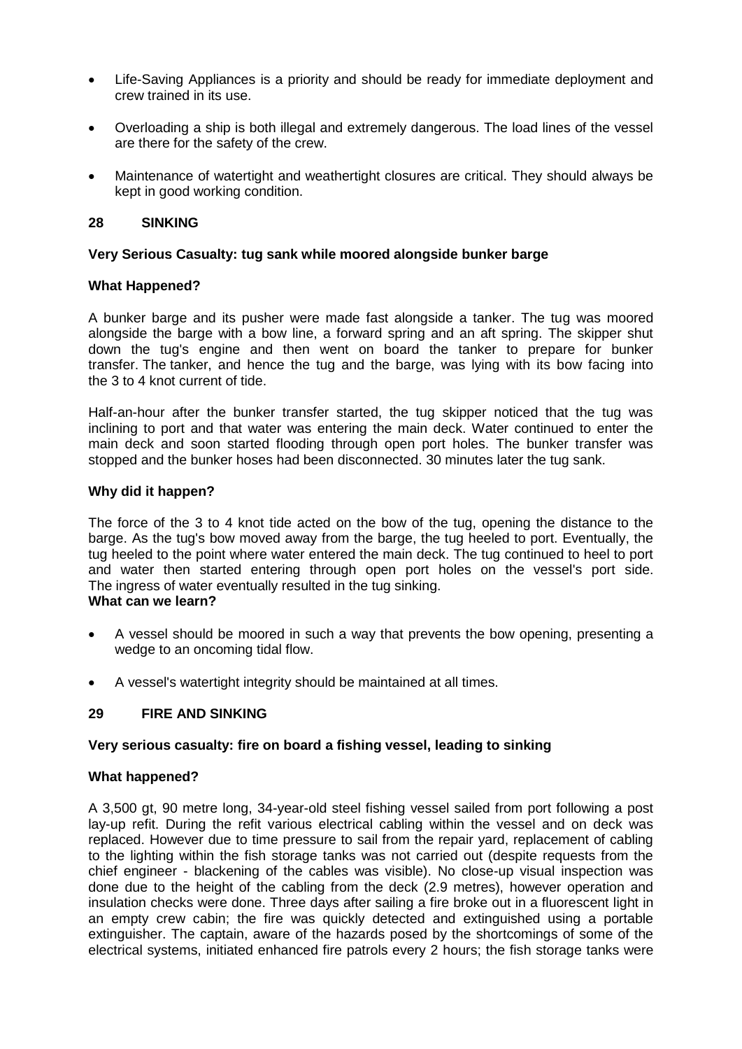- Life-Saving Appliances is a priority and should be ready for immediate deployment and crew trained in its use.
- Overloading a ship is both illegal and extremely dangerous. The load lines of the vessel are there for the safety of the crew.
- Maintenance of watertight and weathertight closures are critical. They should always be kept in good working condition.

## 28 SINKING

**Very Serious Casualty: tug sank while moored alongside bunker barge**

**What Happened?**

A bunker barge and its pusher were made fast alongside a tanker. The tug was moored alongside the barge with a bow line, a forward spring and an aft spring. The skipper shut down the tug's engine and then went on board the tanker to prepare for bunker transfer. The tanker, and hence the tug and the barge, was lying with its bow facing into the 3 to 4 knot current of tide.

Half-an-hour after the bunker transfer started, the tug skipper noticed that the tug was inclining to port and that water was entering the main deck. Water continued to enter the main deck and soon started flooding through open port holes. The bunker transfer was stopped and the bunker hoses had been disconnected. 30 minutes later the tug sank.

**Why did it happen?**

The force of the 3 to 4 knot tide acted on the bow of the tug, opening the distance to the barge. As the tug's bow moved away from the barge, the tug heeled to port. Eventually, the tug heeled to the point where water entered the main deck. The tug continued to heel to port and water then started entering through open port holes on the vessel's port side. The ingress of water eventually resulted in the tug sinking.

**What can we learn?**

- A vessel should be moored in such a way that prevents the bow opening, presenting a wedge to an oncoming tidal flow.
- A vessel's watertight integrity should be maintained at all times.

## 29 FIRE AND SINKING

**Very serious casualty: fire on board a fishing vessel, leading to sinking**

**What happened?**

A 3,500 gt, 90 metre long, 34-year-old steel fishing vessel sailed from port following a post lay-up refit. During the refit various electrical cabling within the vessel and on deck was replaced. However due to time pressure to sail from the repair yard, replacement of cabling to the lighting within the fish storage tanks was not carried out (despite requests from the chief engineer - blackening of the cables was visible). No close-up visual inspection was done due to the height of the cabling from the deck (2.9 metres), however operation and insulation checks were done. Three days after sailing a fire broke out in a fluorescent light in an empty crew cabin; the fire was quickly detected and extinguished using a portable extinguisher. The captain, aware of the hazards posed by the shortcomings of some of the electrical systems, initiated enhanced fire patrols every 2 hours; the fish storage tanks were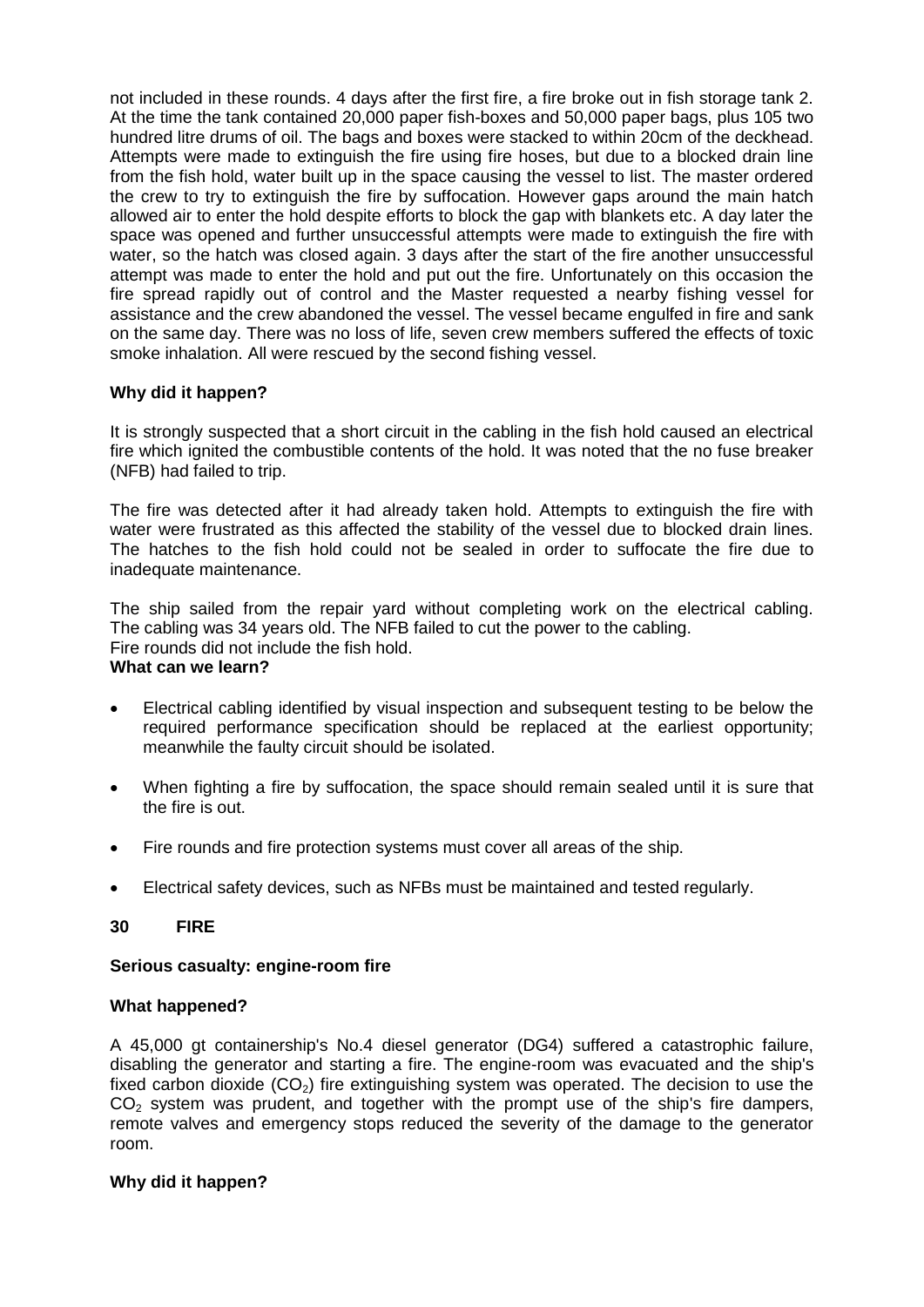not included in these rounds. 4 days after the first fire, a fire broke out in fish storage tank 2. At the time the tank contained 20,000 paper fish-boxes and 50,000 paper bags, plus 105 two hundred litre drums of oil. The bags and boxes were stacked to within 20cm of the deckhead. Attempts were made to extinguish the fire using fire hoses, but due to a blocked drain line from the fish hold, water built up in the space causing the vessel to list. The master ordered the crew to try to extinguish the fire by suffocation. However gaps around the main hatch allowed air to enter the hold despite efforts to block the gap with blankets etc. A day later the space was opened and further unsuccessful attempts were made to extinguish the fire with water, so the hatch was closed again. 3 days after the start of the fire another unsuccessful attempt was made to enter the hold and put out the fire. Unfortunately on this occasion the fire spread rapidly out of control and the Master requested a nearby fishing vessel for assistance and the crew abandoned the vessel. The vessel became engulfed in fire and sank on the same day. There was no loss of life, seven crew members suffered the effects of toxic smoke inhalation. All were rescued by the second fishing vessel.

**Why did it happen?**

It is strongly suspected that a short circuit in the cabling in the fish hold caused an electrical fire which ignited the combustible contents of the hold. It was noted that the no fuse breaker (NFB) had failed to trip.

The fire was detected after it had already taken hold. Attempts to extinguish the fire with water were frustrated as this affected the stability of the vessel due to blocked drain lines. The hatches to the fish hold could not be sealed in order to suffocate the fire due to inadequate maintenance.

The ship sailed from the repair yard without completing work on the electrical cabling. The cabling was 34 years old. The NFB failed to cut the power to the cabling.
Fire rounds did not include the fish hold.

**What can we learn?**

- Electrical cabling identified by visual inspection and subsequent testing to be below the required performance specification should be replaced at the earliest opportunity; meanwhile the faulty circuit should be isolated.
- When fighting a fire by suffocation, the space should remain sealed until it is sure that the fire is out.
- Fire rounds and fire protection systems must cover all areas of the ship.
- Electrical safety devices, such as NFBs must be maintained and tested regularly.

## 30 FIRE

**Serious casualty: engine-room fire**

**What happened?**

A 45,000 gt containership's No.4 diesel generator (DG4) suffered a catastrophic failure, disabling the generator and starting a fire. The engine-room was evacuated and the ship's fixed carbon dioxide ($CO_2$) fire extinguishing system was operated. The decision to use the $CO_2$ system was prudent, and together with the prompt use of the ship's fire dampers, remote valves and emergency stops reduced the severity of the damage to the generator room.

**Why did it happen?**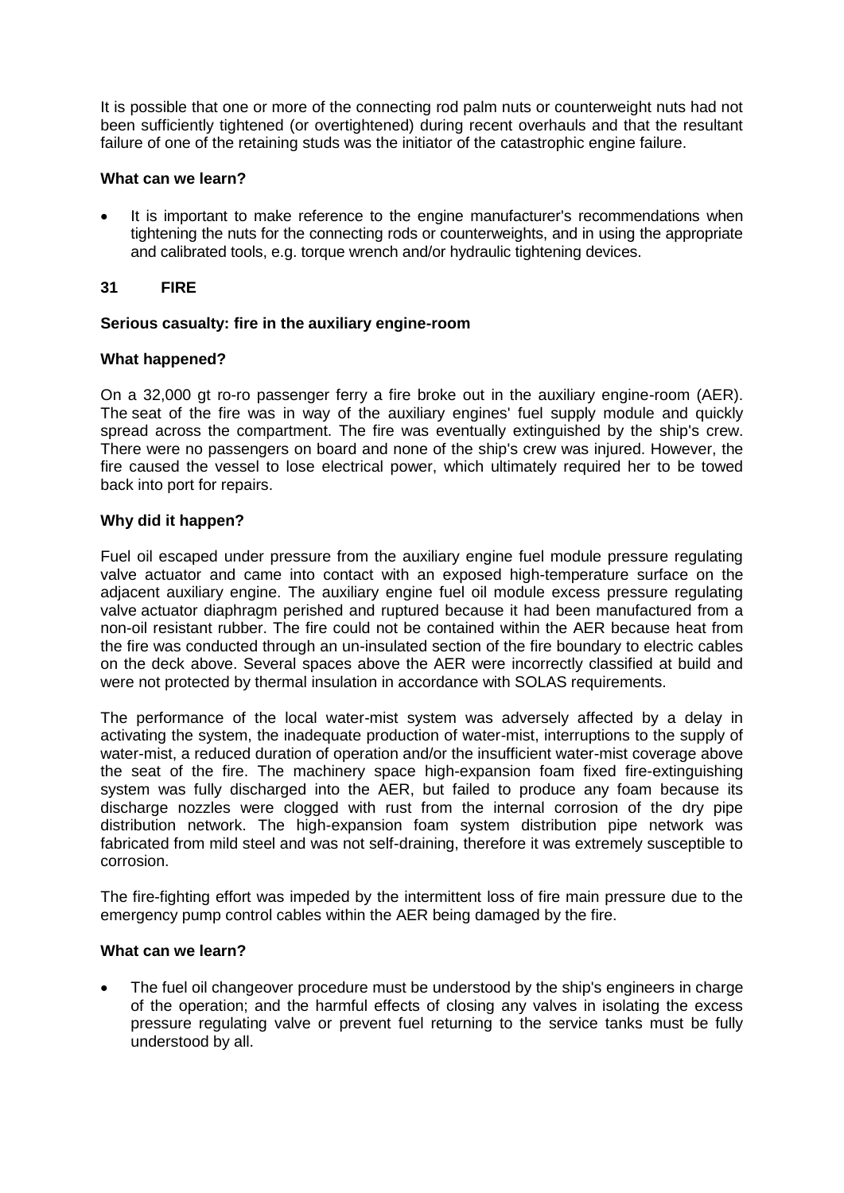It is possible that one or more of the connecting rod palm nuts or counterweight nuts had not been sufficiently tightened (or overtightened) during recent overhauls and that the resultant failure of one of the retaining studs was the initiator of the catastrophic engine failure.

**What can we learn?**

- It is important to make reference to the engine manufacturer's recommendations when tightening the nuts for the connecting rods or counterweights, and in using the appropriate and calibrated tools, e.g. torque wrench and/or hydraulic tightening devices.

## 31 FIRE

**Serious casualty: fire in the auxiliary engine-room**

**What happened?**

On a 32,000 gt ro-ro passenger ferry a fire broke out in the auxiliary engine-room (AER). The seat of the fire was in way of the auxiliary engines' fuel supply module and quickly spread across the compartment. The fire was eventually extinguished by the ship's crew. There were no passengers on board and none of the ship's crew was injured. However, the fire caused the vessel to lose electrical power, which ultimately required her to be towed back into port for repairs.

**Why did it happen?**

Fuel oil escaped under pressure from the auxiliary engine fuel module pressure regulating valve actuator and came into contact with an exposed high-temperature surface on the adjacent auxiliary engine. The auxiliary engine fuel oil module excess pressure regulating valve actuator diaphragm perished and ruptured because it had been manufactured from a non-oil resistant rubber. The fire could not be contained within the AER because heat from the fire was conducted through an un-insulated section of the fire boundary to electric cables on the deck above. Several spaces above the AER were incorrectly classified at build and were not protected by thermal insulation in accordance with SOLAS requirements.

The performance of the local water-mist system was adversely affected by a delay in activating the system, the inadequate production of water-mist, interruptions to the supply of water-mist, a reduced duration of operation and/or the insufficient water-mist coverage above the seat of the fire. The machinery space high-expansion foam fixed fire-extinguishing system was fully discharged into the AER, but failed to produce any foam because its discharge nozzles were clogged with rust from the internal corrosion of the dry pipe distribution network. The high-expansion foam system distribution pipe network was fabricated from mild steel and was not self-draining, therefore it was extremely susceptible to corrosion.

The fire-fighting effort was impeded by the intermittent loss of fire main pressure due to the emergency pump control cables within the AER being damaged by the fire.

**What can we learn?**

- The fuel oil changeover procedure must be understood by the ship's engineers in charge of the operation; and the harmful effects of closing any valves in isolating the excess pressure regulating valve or prevent fuel returning to the service tanks must be fully understood by all.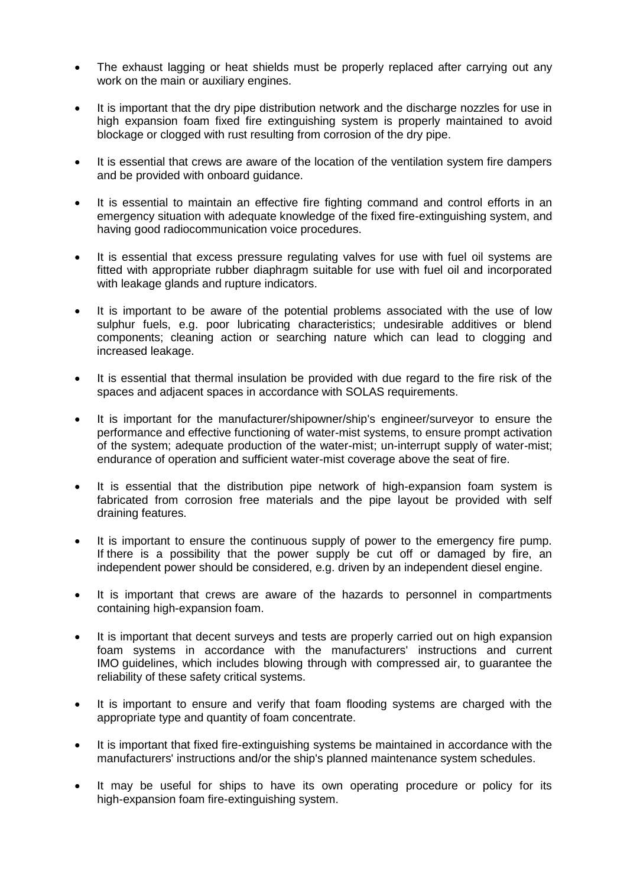- The exhaust lagging or heat shields must be properly replaced after carrying out any work on the main or auxiliary engines.

- It is important that the dry pipe distribution network and the discharge nozzles for use in high expansion foam fixed fire extinguishing system is properly maintained to avoid blockage or clogged with rust resulting from corrosion of the dry pipe.

- It is essential that crews are aware of the location of the ventilation system fire dampers and be provided with onboard guidance.

- It is essential to maintain an effective fire fighting command and control efforts in an emergency situation with adequate knowledge of the fixed fire-extinguishing system, and having good radiocommunication voice procedures.

- It is essential that excess pressure regulating valves for use with fuel oil systems are fitted with appropriate rubber diaphragm suitable for use with fuel oil and incorporated with leakage glands and rupture indicators.

- It is important to be aware of the potential problems associated with the use of low sulphur fuels, e.g. poor lubricating characteristics; undesirable additives or blend components; cleaning action or searching nature which can lead to clogging and increased leakage.

- It is essential that thermal insulation be provided with due regard to the fire risk of the spaces and adjacent spaces in accordance with SOLAS requirements.

- It is important for the manufacturer/shipowner/ship's engineer/surveyor to ensure the performance and effective functioning of water-mist systems, to ensure prompt activation of the system; adequate production of the water-mist; un-interrupt supply of water-mist; endurance of operation and sufficient water-mist coverage above the seat of fire.

- It is essential that the distribution pipe network of high-expansion foam system is fabricated from corrosion free materials and the pipe layout be provided with self draining features.

- It is important to ensure the continuous supply of power to the emergency fire pump. If there is a possibility that the power supply be cut off or damaged by fire, an independent power should be considered, e.g. driven by an independent diesel engine.

- It is important that crews are aware of the hazards to personnel in compartments containing high-expansion foam.

- It is important that decent surveys and tests are properly carried out on high expansion foam systems in accordance with the manufacturers' instructions and current IMO guidelines, which includes blowing through with compressed air, to guarantee the reliability of these safety critical systems.

- It is important to ensure and verify that foam flooding systems are charged with the appropriate type and quantity of foam concentrate.

- It is important that fixed fire-extinguishing systems be maintained in accordance with the manufacturers' instructions and/or the ship's planned maintenance system schedules.

- It may be useful for ships to have its own operating procedure or policy for its high-expansion foam fire-extinguishing system.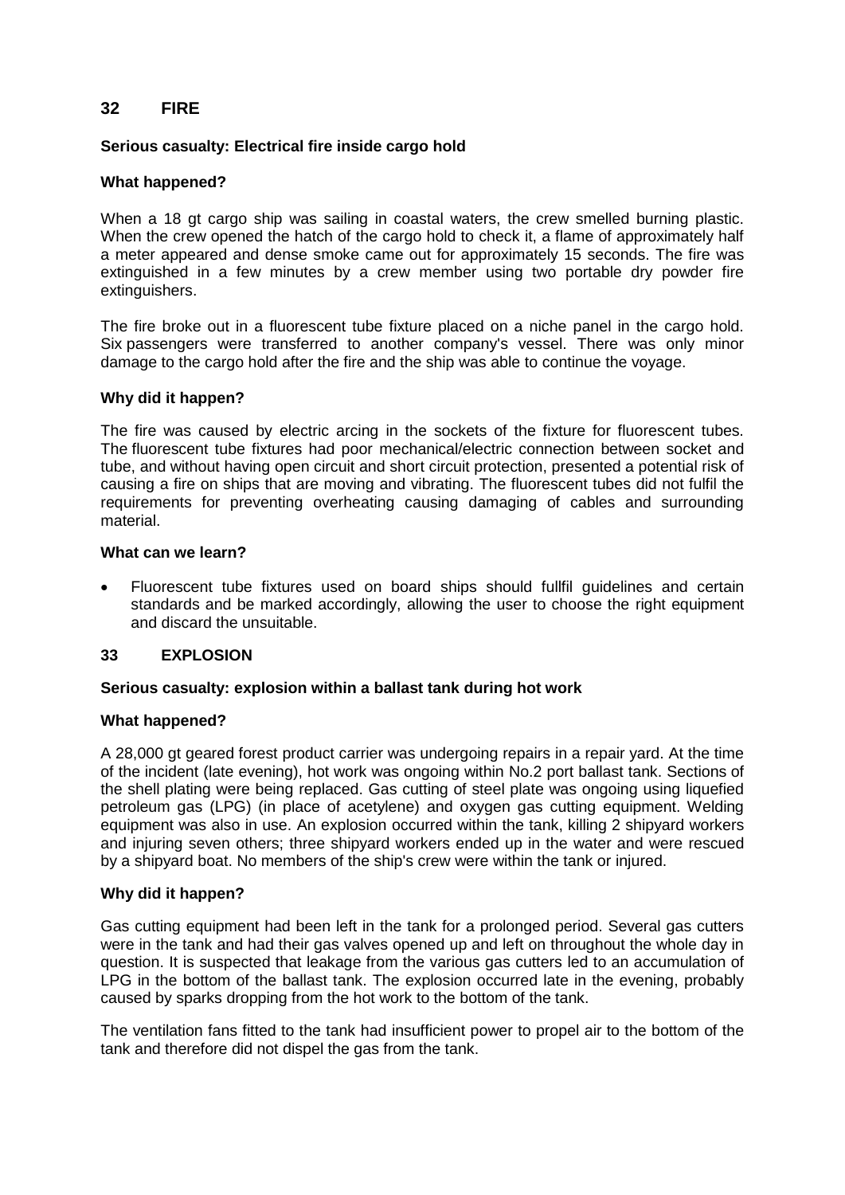## 32 FIRE

**Serious casualty: Electrical fire inside cargo hold**

**What happened?**

When a 18 gt cargo ship was sailing in coastal waters, the crew smelled burning plastic. When the crew opened the hatch of the cargo hold to check it, a flame of approximately half a meter appeared and dense smoke came out for approximately 15 seconds. The fire was extinguished in a few minutes by a crew member using two portable dry powder fire extinguishers.

The fire broke out in a fluorescent tube fixture placed on a niche panel in the cargo hold. Six passengers were transferred to another company's vessel. There was only minor damage to the cargo hold after the fire and the ship was able to continue the voyage.

**Why did it happen?**

The fire was caused by electric arcing in the sockets of the fixture for fluorescent tubes. The fluorescent tube fixtures had poor mechanical/electric connection between socket and tube, and without having open circuit and short circuit protection, presented a potential risk of causing a fire on ships that are moving and vibrating. The fluorescent tubes did not fulfil the requirements for preventing overheating causing damaging of cables and surrounding material.

**What can we learn?**

- Fluorescent tube fixtures used on board ships should fullfil guidelines and certain standards and be marked accordingly, allowing the user to choose the right equipment and discard the unsuitable.

## 33 EXPLOSION

**Serious casualty: explosion within a ballast tank during hot work**

**What happened?**

A 28,000 gt geared forest product carrier was undergoing repairs in a repair yard. At the time of the incident (late evening), hot work was ongoing within No.2 port ballast tank. Sections of the shell plating were being replaced. Gas cutting of steel plate was ongoing using liquefied petroleum gas (LPG) (in place of acetylene) and oxygen gas cutting equipment. Welding equipment was also in use. An explosion occurred within the tank, killing 2 shipyard workers and injuring seven others; three shipyard workers ended up in the water and were rescued by a shipyard boat. No members of the ship's crew were within the tank or injured.

**Why did it happen?**

Gas cutting equipment had been left in the tank for a prolonged period. Several gas cutters were in the tank and had their gas valves opened up and left on throughout the whole day in question. It is suspected that leakage from the various gas cutters led to an accumulation of LPG in the bottom of the ballast tank. The explosion occurred late in the evening, probably caused by sparks dropping from the hot work to the bottom of the tank.

The ventilation fans fitted to the tank had insufficient power to propel air to the bottom of the tank and therefore did not dispel the gas from the tank.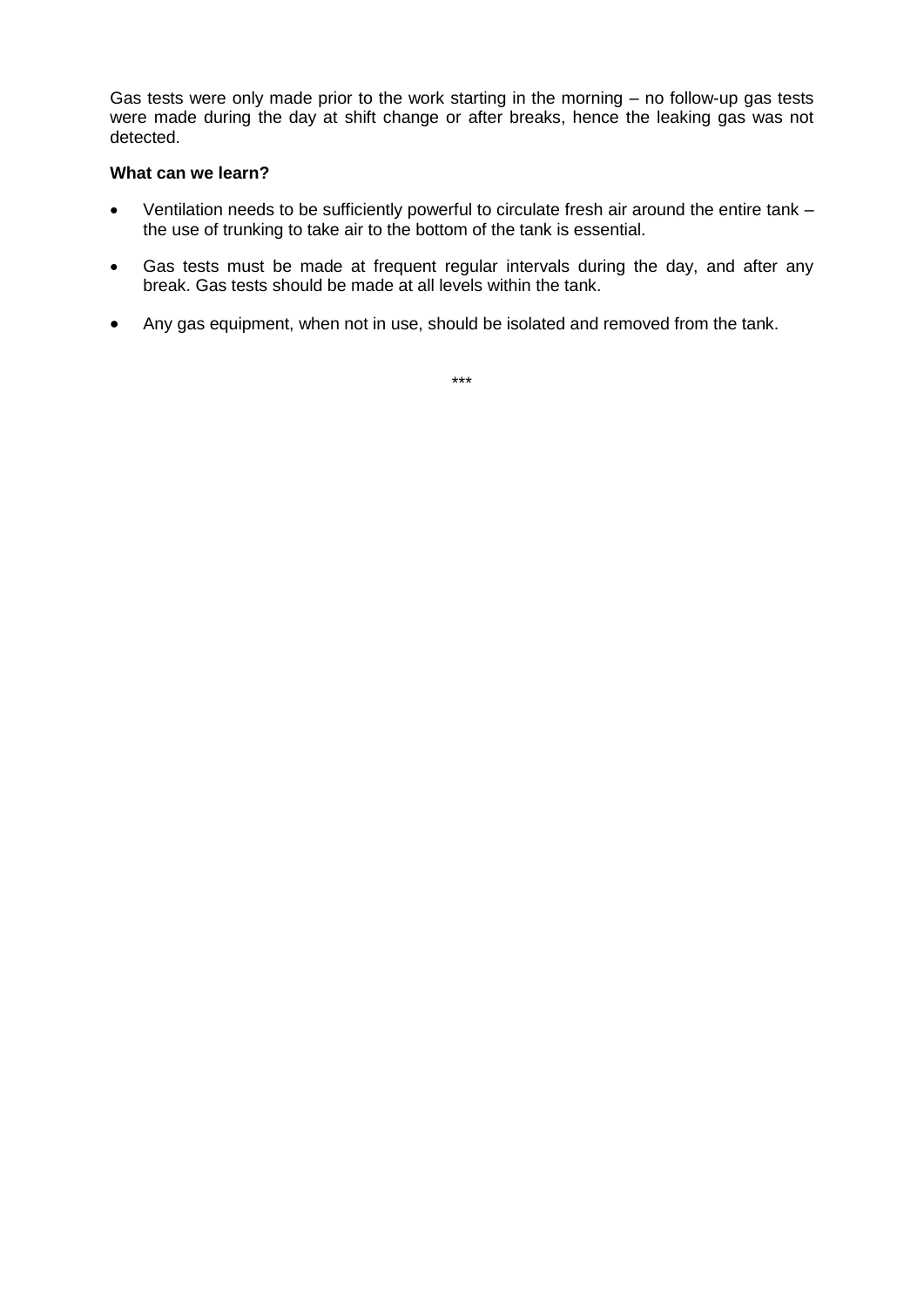Gas tests were only made prior to the work starting in the morning – no follow-up gas tests were made during the day at shift change or after breaks, hence the leaking gas was not detected.

**What can we learn?**

- Ventilation needs to be sufficiently powerful to circulate fresh air around the entire tank – the use of trunking to take air to the bottom of the tank is essential.
- Gas tests must be made at frequent regular intervals during the day, and after any break. Gas tests should be made at all levels within the tank.
- Any gas equipment, when not in use, should be isolated and removed from the tank.

***